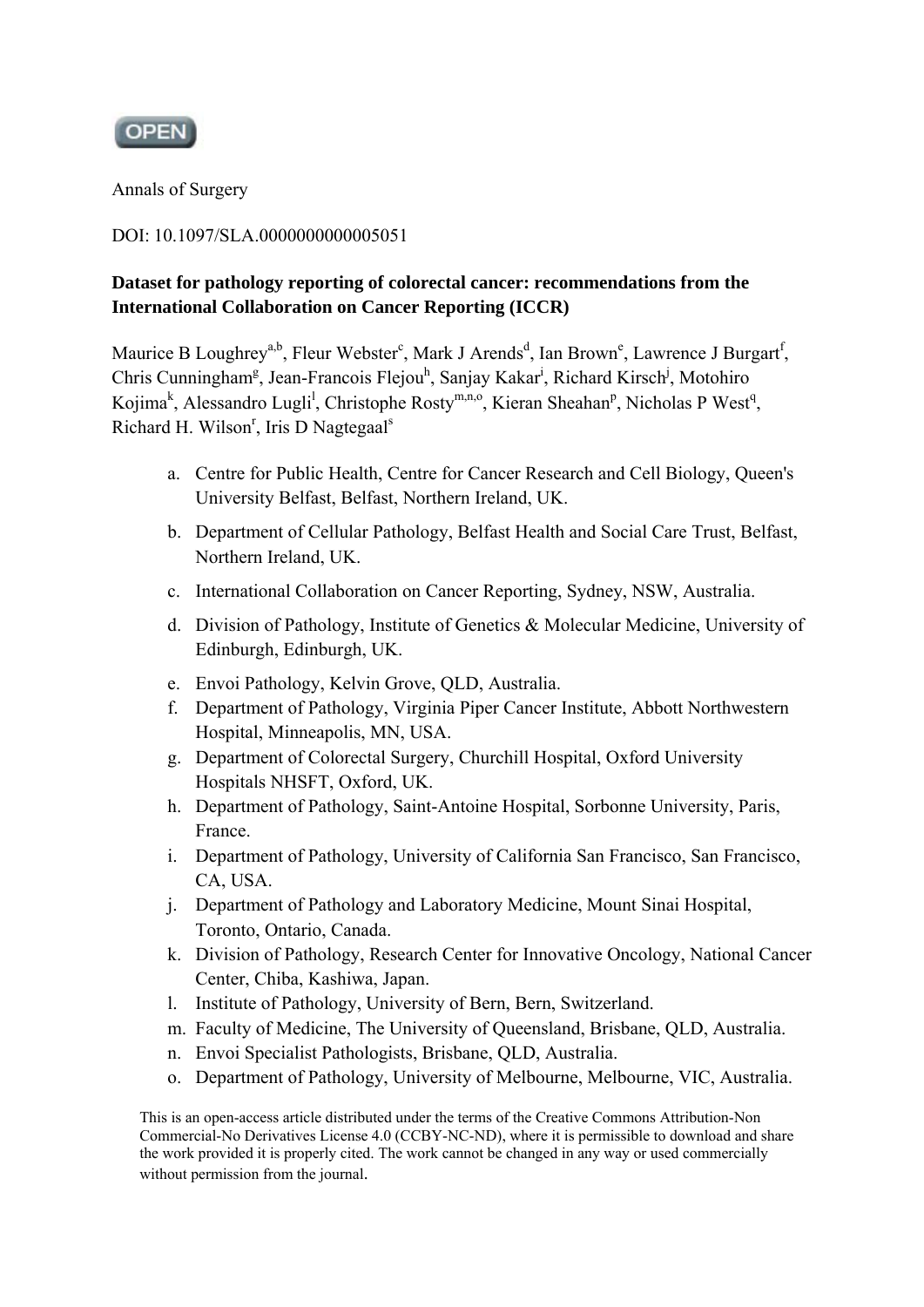OPEN

Annals of Surgery

DOI: 10.1097/SLA.0000000000005051

**Dataset for pathology reporting of colorectal cancer: recommendations from the International Collaboration on Cancer Reporting (ICCR)**

Maurice B Loughrey[a,b], Fleur Webster[c], Mark J Arends[d], Ian Brown[e], Lawrence J Burgart[f], Chris Cunningham[g], Jean-Francois Flejou[h], Sanjay Kakar[i], Richard Kirsch[j], Motohiro Kojima[k], Alessandro Lugli[l], Christophe Rosty[m,n,o], Kieran Sheahan[p], Nicholas P West[q], Richard H. Wilson[r], Iris D Nagtegaal[s]

a. Centre for Public Health, Centre for Cancer Research and Cell Biology, Queen's University Belfast, Belfast, Northern Ireland, UK.
b. Department of Cellular Pathology, Belfast Health and Social Care Trust, Belfast, Northern Ireland, UK.
c. International Collaboration on Cancer Reporting, Sydney, NSW, Australia.
d. Division of Pathology, Institute of Genetics & Molecular Medicine, University of Edinburgh, Edinburgh, UK.
e. Envoi Pathology, Kelvin Grove, QLD, Australia.
f. Department of Pathology, Virginia Piper Cancer Institute, Abbott Northwestern Hospital, Minneapolis, MN, USA.
g. Department of Colorectal Surgery, Churchill Hospital, Oxford University Hospitals NHSFT, Oxford, UK.
h. Department of Pathology, Saint-Antoine Hospital, Sorbonne University, Paris, France.
i. Department of Pathology, University of California San Francisco, San Francisco, CA, USA.
j. Department of Pathology and Laboratory Medicine, Mount Sinai Hospital, Toronto, Ontario, Canada.
k. Division of Pathology, Research Center for Innovative Oncology, National Cancer Center, Chiba, Kashiwa, Japan.
l. Institute of Pathology, University of Bern, Bern, Switzerland.
m. Faculty of Medicine, The University of Queensland, Brisbane, QLD, Australia.
n. Envoi Specialist Pathologists, Brisbane, QLD, Australia.
o. Department of Pathology, University of Melbourne, Melbourne, VIC, Australia.

This is an open-access article distributed under the terms of the Creative Commons Attribution-Non Commercial-No Derivatives License 4.0 (CCBY-NC-ND), where it is permissible to download and share the work provided it is properly cited. The work cannot be changed in any way or used commercially without permission from the journal.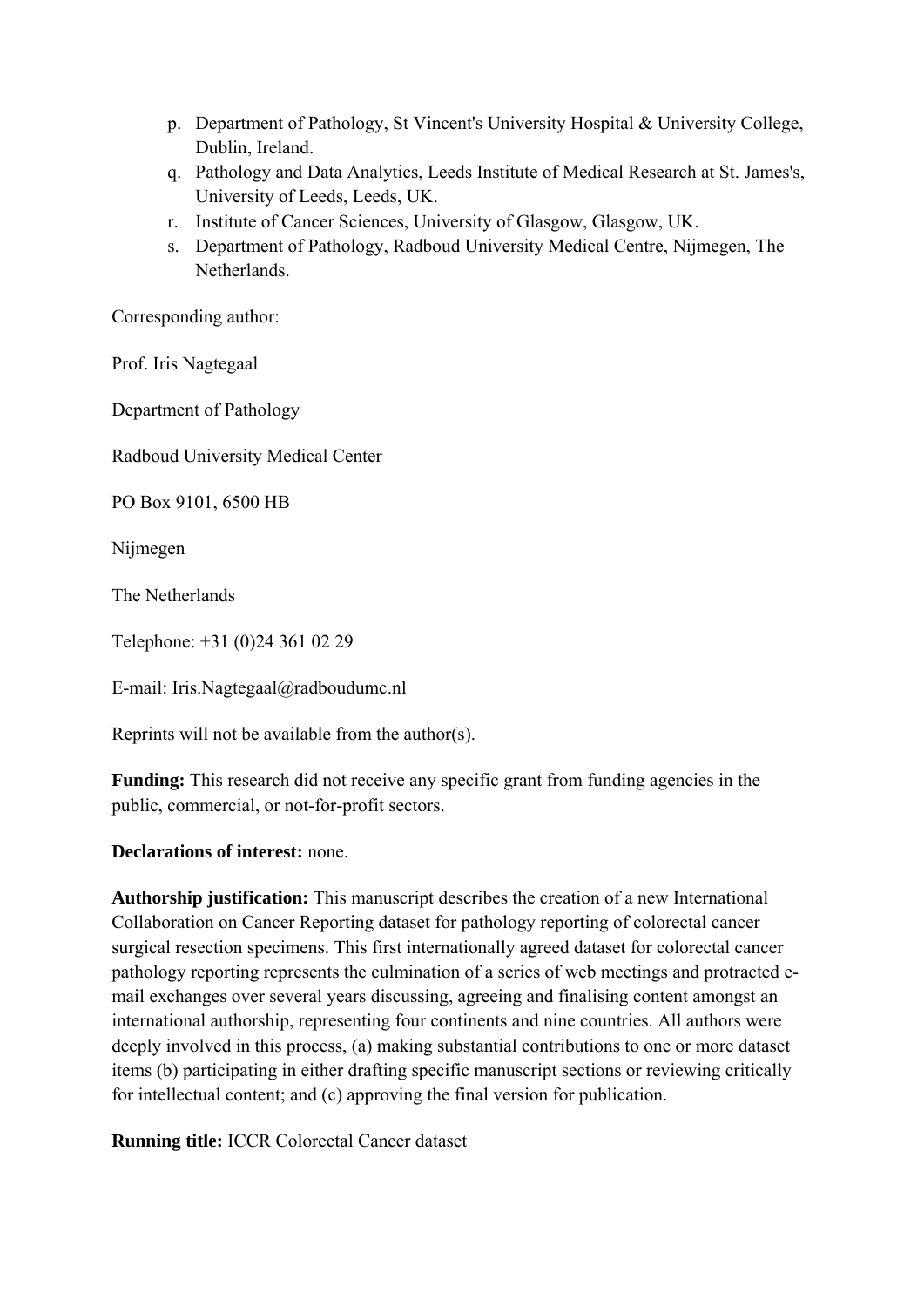p. Department of Pathology, St Vincent's University Hospital & University College, Dublin, Ireland.
q. Pathology and Data Analytics, Leeds Institute of Medical Research at St. James's, University of Leeds, Leeds, UK.
r. Institute of Cancer Sciences, University of Glasgow, Glasgow, UK.
s. Department of Pathology, Radboud University Medical Centre, Nijmegen, The Netherlands.

Corresponding author:

Prof. Iris Nagtegaal

Department of Pathology

Radboud University Medical Center

PO Box 9101, 6500 HB

Nijmegen

The Netherlands

Telephone: +31 (0)24 361 02 29

E-mail: Iris.Nagtegaal@radboudumc.nl

Reprints will not be available from the author(s).

**Funding:** This research did not receive any specific grant from funding agencies in the public, commercial, or not-for-profit sectors.

**Declarations of interest:** none.

**Authorship justification:** This manuscript describes the creation of a new International Collaboration on Cancer Reporting dataset for pathology reporting of colorectal cancer surgical resection specimens. This first internationally agreed dataset for colorectal cancer pathology reporting represents the culmination of a series of web meetings and protracted e-mail exchanges over several years discussing, agreeing and finalising content amongst an international authorship, representing four continents and nine countries. All authors were deeply involved in this process, (a) making substantial contributions to one or more dataset items (b) participating in either drafting specific manuscript sections or reviewing critically for intellectual content; and (c) approving the final version for publication.

**Running title:** ICCR Colorectal Cancer dataset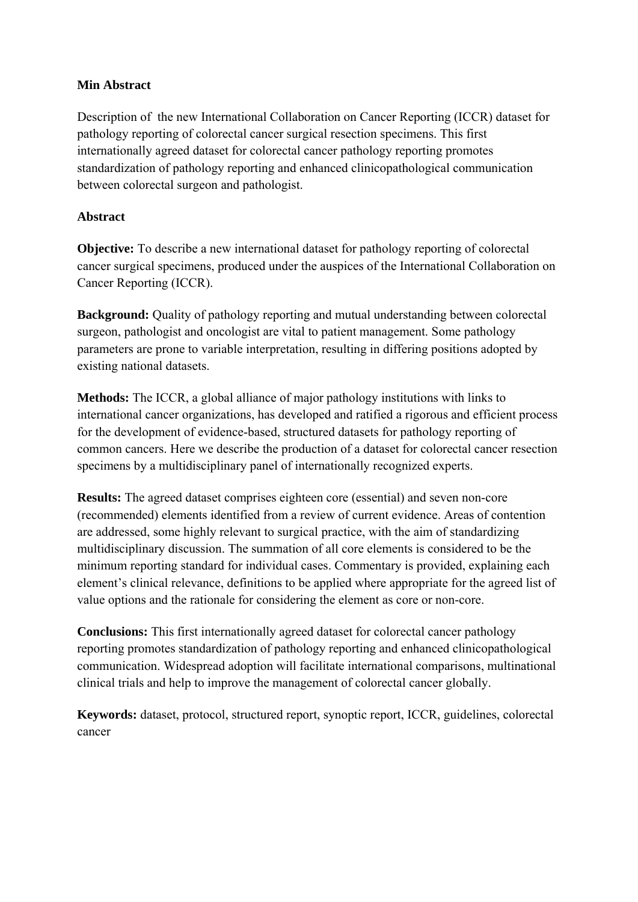**Min Abstract**

Description of the new International Collaboration on Cancer Reporting (ICCR) dataset for pathology reporting of colorectal cancer surgical resection specimens. This first internationally agreed dataset for colorectal cancer pathology reporting promotes standardization of pathology reporting and enhanced clinicopathological communication between colorectal surgeon and pathologist.

**Abstract**

**Objective:** To describe a new international dataset for pathology reporting of colorectal cancer surgical specimens, produced under the auspices of the International Collaboration on Cancer Reporting (ICCR).

**Background:** Quality of pathology reporting and mutual understanding between colorectal surgeon, pathologist and oncologist are vital to patient management. Some pathology parameters are prone to variable interpretation, resulting in differing positions adopted by existing national datasets.

**Methods:** The ICCR, a global alliance of major pathology institutions with links to international cancer organizations, has developed and ratified a rigorous and efficient process for the development of evidence-based, structured datasets for pathology reporting of common cancers. Here we describe the production of a dataset for colorectal cancer resection specimens by a multidisciplinary panel of internationally recognized experts.

**Results:** The agreed dataset comprises eighteen core (essential) and seven non-core (recommended) elements identified from a review of current evidence. Areas of contention are addressed, some highly relevant to surgical practice, with the aim of standardizing multidisciplinary discussion. The summation of all core elements is considered to be the minimum reporting standard for individual cases. Commentary is provided, explaining each element's clinical relevance, definitions to be applied where appropriate for the agreed list of value options and the rationale for considering the element as core or non-core.

**Conclusions:** This first internationally agreed dataset for colorectal cancer pathology reporting promotes standardization of pathology reporting and enhanced clinicopathological communication. Widespread adoption will facilitate international comparisons, multinational clinical trials and help to improve the management of colorectal cancer globally.

**Keywords:** dataset, protocol, structured report, synoptic report, ICCR, guidelines, colorectal cancer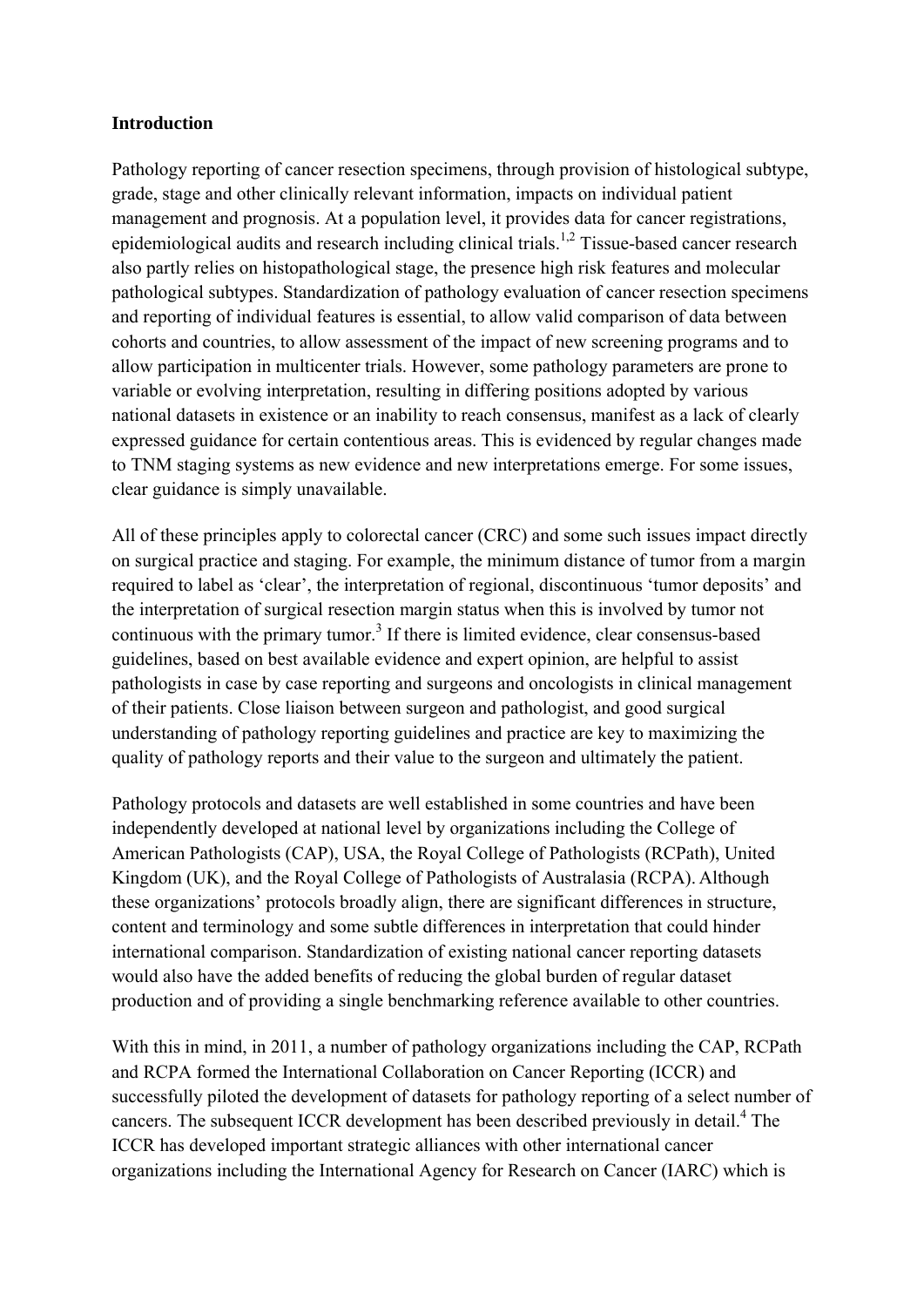## Introduction

Pathology reporting of cancer resection specimens, through provision of histological subtype, grade, stage and other clinically relevant information, impacts on individual patient management and prognosis. At a population level, it provides data for cancer registrations, epidemiological audits and research including clinical trials.[1,2] Tissue-based cancer research also partly relies on histopathological stage, the presence high risk features and molecular pathological subtypes. Standardization of pathology evaluation of cancer resection specimens and reporting of individual features is essential, to allow valid comparison of data between cohorts and countries, to allow assessment of the impact of new screening programs and to allow participation in multicenter trials. However, some pathology parameters are prone to variable or evolving interpretation, resulting in differing positions adopted by various national datasets in existence or an inability to reach consensus, manifest as a lack of clearly expressed guidance for certain contentious areas. This is evidenced by regular changes made to TNM staging systems as new evidence and new interpretations emerge. For some issues, clear guidance is simply unavailable.

All of these principles apply to colorectal cancer (CRC) and some such issues impact directly on surgical practice and staging. For example, the minimum distance of tumor from a margin required to label as 'clear', the interpretation of regional, discontinuous 'tumor deposits' and the interpretation of surgical resection margin status when this is involved by tumor not continuous with the primary tumor.[3] If there is limited evidence, clear consensus-based guidelines, based on best available evidence and expert opinion, are helpful to assist pathologists in case by case reporting and surgeons and oncologists in clinical management of their patients. Close liaison between surgeon and pathologist, and good surgical understanding of pathology reporting guidelines and practice are key to maximizing the quality of pathology reports and their value to the surgeon and ultimately the patient.

Pathology protocols and datasets are well established in some countries and have been independently developed at national level by organizations including the College of American Pathologists (CAP), USA, the Royal College of Pathologists (RCPath), United Kingdom (UK), and the Royal College of Pathologists of Australasia (RCPA). Although these organizations' protocols broadly align, there are significant differences in structure, content and terminology and some subtle differences in interpretation that could hinder international comparison. Standardization of existing national cancer reporting datasets would also have the added benefits of reducing the global burden of regular dataset production and of providing a single benchmarking reference available to other countries.

With this in mind, in 2011, a number of pathology organizations including the CAP, RCPath and RCPA formed the International Collaboration on Cancer Reporting (ICCR) and successfully piloted the development of datasets for pathology reporting of a select number of cancers. The subsequent ICCR development has been described previously in detail.[4] The ICCR has developed important strategic alliances with other international cancer organizations including the International Agency for Research on Cancer (IARC) which is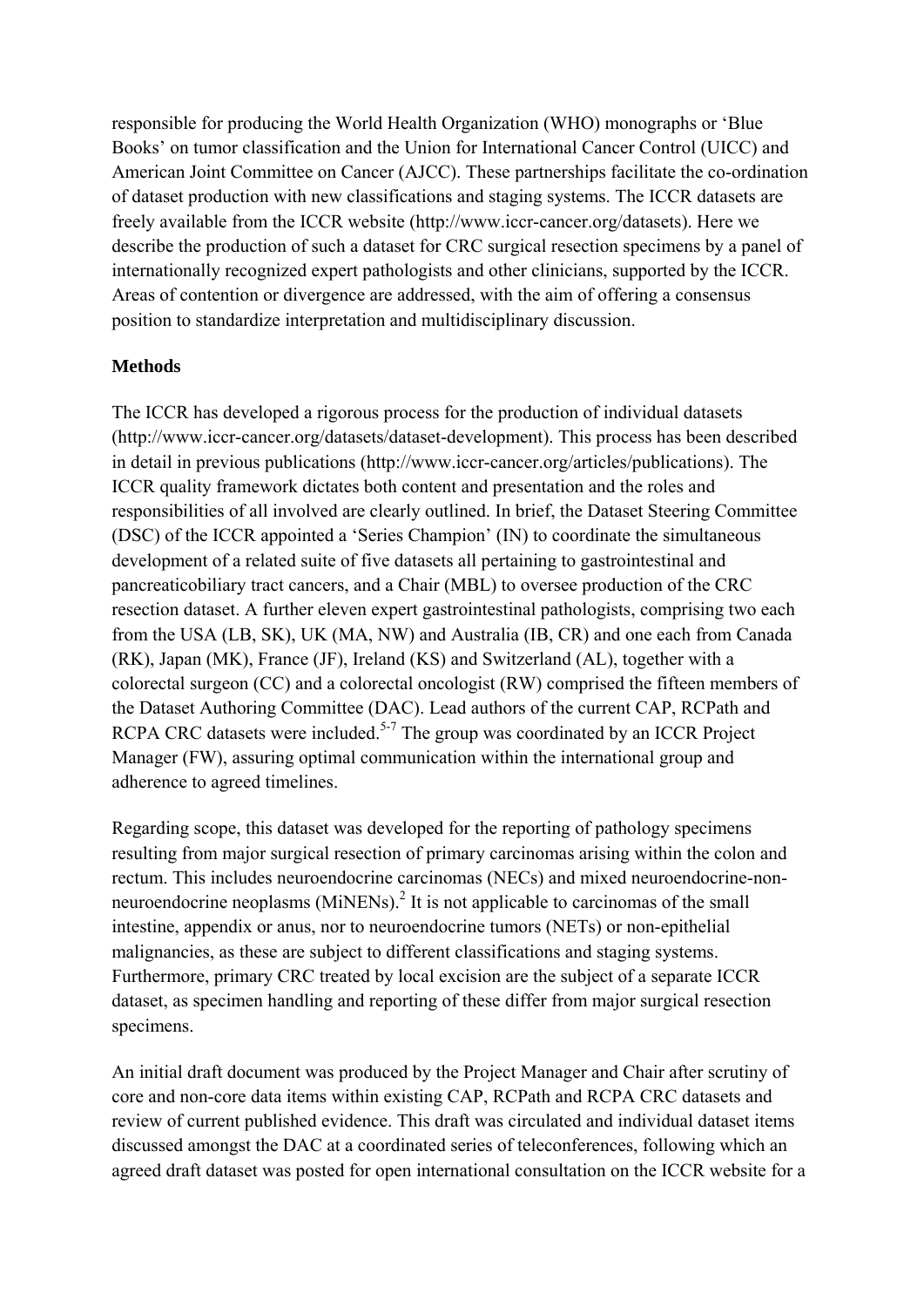responsible for producing the World Health Organization (WHO) monographs or 'Blue Books' on tumor classification and the Union for International Cancer Control (UICC) and American Joint Committee on Cancer (AJCC). These partnerships facilitate the co-ordination of dataset production with new classifications and staging systems. The ICCR datasets are freely available from the ICCR website (http://www.iccr-cancer.org/datasets). Here we describe the production of such a dataset for CRC surgical resection specimens by a panel of internationally recognized expert pathologists and other clinicians, supported by the ICCR. Areas of contention or divergence are addressed, with the aim of offering a consensus position to standardize interpretation and multidisciplinary discussion.

## Methods

The ICCR has developed a rigorous process for the production of individual datasets (http://www.iccr-cancer.org/datasets/dataset-development). This process has been described in detail in previous publications (http://www.iccr-cancer.org/articles/publications). The ICCR quality framework dictates both content and presentation and the roles and responsibilities of all involved are clearly outlined. In brief, the Dataset Steering Committee (DSC) of the ICCR appointed a 'Series Champion' (IN) to coordinate the simultaneous development of a related suite of five datasets all pertaining to gastrointestinal and pancreaticobiliary tract cancers, and a Chair (MBL) to oversee production of the CRC resection dataset. A further eleven expert gastrointestinal pathologists, comprising two each from the USA (LB, SK), UK (MA, NW) and Australia (IB, CR) and one each from Canada (RK), Japan (MK), France (JF), Ireland (KS) and Switzerland (AL), together with a colorectal surgeon (CC) and a colorectal oncologist (RW) comprised the fifteen members of the Dataset Authoring Committee (DAC). Lead authors of the current CAP, RCPath and RCPA CRC datasets were included.[5-7] The group was coordinated by an ICCR Project Manager (FW), assuring optimal communication within the international group and adherence to agreed timelines.

Regarding scope, this dataset was developed for the reporting of pathology specimens resulting from major surgical resection of primary carcinomas arising within the colon and rectum. This includes neuroendocrine carcinomas (NECs) and mixed neuroendocrine-non-neuroendocrine neoplasms (MiNENs).[2] It is not applicable to carcinomas of the small intestine, appendix or anus, nor to neuroendocrine tumors (NETs) or non-epithelial malignancies, as these are subject to different classifications and staging systems. Furthermore, primary CRC treated by local excision are the subject of a separate ICCR dataset, as specimen handling and reporting of these differ from major surgical resection specimens.

An initial draft document was produced by the Project Manager and Chair after scrutiny of core and non-core data items within existing CAP, RCPath and RCPA CRC datasets and review of current published evidence. This draft was circulated and individual dataset items discussed amongst the DAC at a coordinated series of teleconferences, following which an agreed draft dataset was posted for open international consultation on the ICCR website for a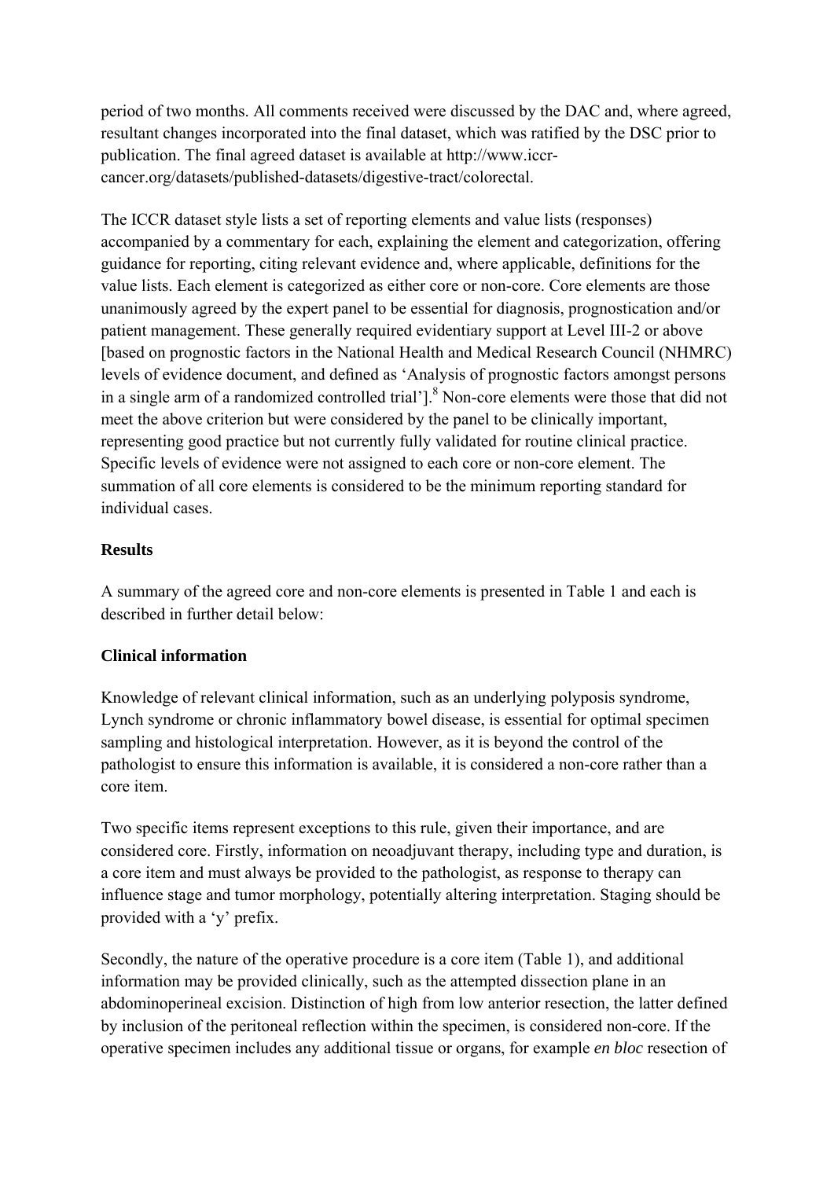period of two months. All comments received were discussed by the DAC and, where agreed, resultant changes incorporated into the final dataset, which was ratified by the DSC prior to publication. The final agreed dataset is available at http://www.iccr-cancer.org/datasets/published-datasets/digestive-tract/colorectal.

The ICCR dataset style lists a set of reporting elements and value lists (responses) accompanied by a commentary for each, explaining the element and categorization, offering guidance for reporting, citing relevant evidence and, where applicable, definitions for the value lists. Each element is categorized as either core or non-core. Core elements are those unanimously agreed by the expert panel to be essential for diagnosis, prognostication and/or patient management. These generally required evidentiary support at Level III-2 or above [based on prognostic factors in the National Health and Medical Research Council (NHMRC) levels of evidence document, and defined as 'Analysis of prognostic factors amongst persons in a single arm of a randomized controlled trial'].[8] Non-core elements were those that did not meet the above criterion but were considered by the panel to be clinically important, representing good practice but not currently fully validated for routine clinical practice. Specific levels of evidence were not assigned to each core or non-core element. The summation of all core elements is considered to be the minimum reporting standard for individual cases.

## Results

A summary of the agreed core and non-core elements is presented in Table 1 and each is described in further detail below:

### Clinical information

Knowledge of relevant clinical information, such as an underlying polyposis syndrome, Lynch syndrome or chronic inflammatory bowel disease, is essential for optimal specimen sampling and histological interpretation. However, as it is beyond the control of the pathologist to ensure this information is available, it is considered a non-core rather than a core item.

Two specific items represent exceptions to this rule, given their importance, and are considered core. Firstly, information on neoadjuvant therapy, including type and duration, is a core item and must always be provided to the pathologist, as response to therapy can influence stage and tumor morphology, potentially altering interpretation. Staging should be provided with a 'y' prefix.

Secondly, the nature of the operative procedure is a core item (Table 1), and additional information may be provided clinically, such as the attempted dissection plane in an abdominoperineal excision. Distinction of high from low anterior resection, the latter defined by inclusion of the peritoneal reflection within the specimen, is considered non-core. If the operative specimen includes any additional tissue or organs, for example *en bloc* resection of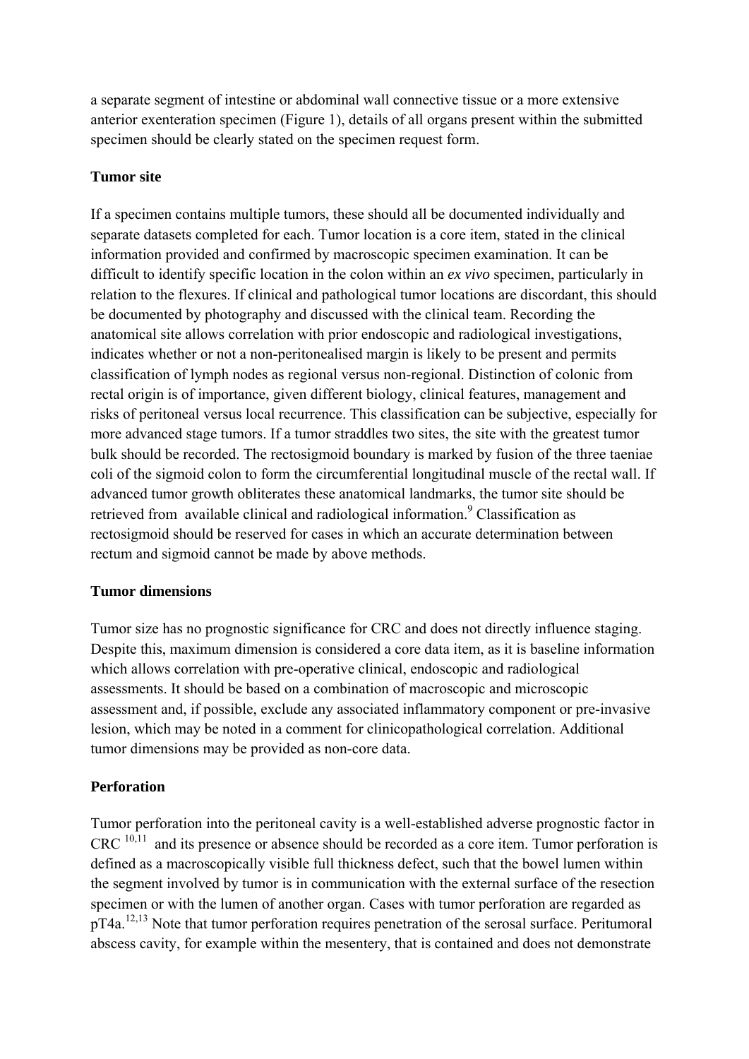a separate segment of intestine or abdominal wall connective tissue or a more extensive anterior exenteration specimen (Figure 1), details of all organs present within the submitted specimen should be clearly stated on the specimen request form.

**Tumor site**

If a specimen contains multiple tumors, these should all be documented individually and separate datasets completed for each. Tumor location is a core item, stated in the clinical information provided and confirmed by macroscopic specimen examination. It can be difficult to identify specific location in the colon within an *ex vivo* specimen, particularly in relation to the flexures. If clinical and pathological tumor locations are discordant, this should be documented by photography and discussed with the clinical team. Recording the anatomical site allows correlation with prior endoscopic and radiological investigations, indicates whether or not a non-peritonealised margin is likely to be present and permits classification of lymph nodes as regional versus non-regional. Distinction of colonic from rectal origin is of importance, given different biology, clinical features, management and risks of peritoneal versus local recurrence. This classification can be subjective, especially for more advanced stage tumors. If a tumor straddles two sites, the site with the greatest tumor bulk should be recorded. The rectosigmoid boundary is marked by fusion of the three taeniae coli of the sigmoid colon to form the circumferential longitudinal muscle of the rectal wall. If advanced tumor growth obliterates these anatomical landmarks, the tumor site should be retrieved from available clinical and radiological information.[9] Classification as rectosigmoid should be reserved for cases in which an accurate determination between rectum and sigmoid cannot be made by above methods.

**Tumor dimensions**

Tumor size has no prognostic significance for CRC and does not directly influence staging. Despite this, maximum dimension is considered a core data item, as it is baseline information which allows correlation with pre-operative clinical, endoscopic and radiological assessments. It should be based on a combination of macroscopic and microscopic assessment and, if possible, exclude any associated inflammatory component or pre-invasive lesion, which may be noted in a comment for clinicopathological correlation. Additional tumor dimensions may be provided as non-core data.

**Perforation**

Tumor perforation into the peritoneal cavity is a well-established adverse prognostic factor in CRC [10,11] and its presence or absence should be recorded as a core item. Tumor perforation is defined as a macroscopically visible full thickness defect, such that the bowel lumen within the segment involved by tumor is in communication with the external surface of the resection specimen or with the lumen of another organ. Cases with tumor perforation are regarded as pT4a.[12,13] Note that tumor perforation requires penetration of the serosal surface. Peritumoral abscess cavity, for example within the mesentery, that is contained and does not demonstrate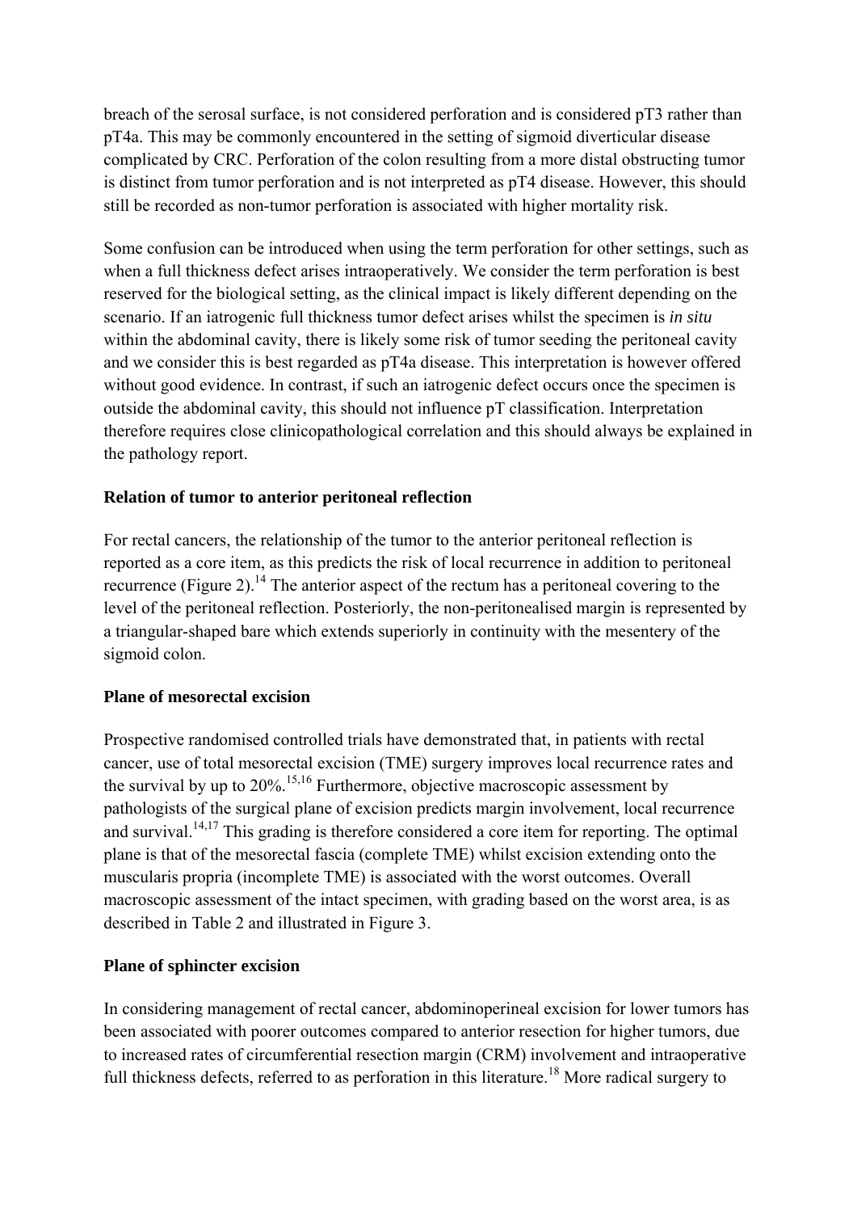breach of the serosal surface, is not considered perforation and is considered pT3 rather than pT4a. This may be commonly encountered in the setting of sigmoid diverticular disease complicated by CRC. Perforation of the colon resulting from a more distal obstructing tumor is distinct from tumor perforation and is not interpreted as pT4 disease. However, this should still be recorded as non-tumor perforation is associated with higher mortality risk.

Some confusion can be introduced when using the term perforation for other settings, such as when a full thickness defect arises intraoperatively. We consider the term perforation is best reserved for the biological setting, as the clinical impact is likely different depending on the scenario. If an iatrogenic full thickness tumor defect arises whilst the specimen is *in situ* within the abdominal cavity, there is likely some risk of tumor seeding the peritoneal cavity and we consider this is best regarded as pT4a disease. This interpretation is however offered without good evidence. In contrast, if such an iatrogenic defect occurs once the specimen is outside the abdominal cavity, this should not influence pT classification. Interpretation therefore requires close clinicopathological correlation and this should always be explained in the pathology report.

**Relation of tumor to anterior peritoneal reflection**

For rectal cancers, the relationship of the tumor to the anterior peritoneal reflection is reported as a core item, as this predicts the risk of local recurrence in addition to peritoneal recurrence (Figure 2).[14] The anterior aspect of the rectum has a peritoneal covering to the level of the peritoneal reflection. Posteriorly, the non-peritonealised margin is represented by a triangular-shaped bare which extends superiorly in continuity with the mesentery of the sigmoid colon.

**Plane of mesorectal excision**

Prospective randomised controlled trials have demonstrated that, in patients with rectal cancer, use of total mesorectal excision (TME) surgery improves local recurrence rates and the survival by up to 20%.[15,16] Furthermore, objective macroscopic assessment by pathologists of the surgical plane of excision predicts margin involvement, local recurrence and survival.[14,17] This grading is therefore considered a core item for reporting. The optimal plane is that of the mesorectal fascia (complete TME) whilst excision extending onto the muscularis propria (incomplete TME) is associated with the worst outcomes. Overall macroscopic assessment of the intact specimen, with grading based on the worst area, is as described in Table 2 and illustrated in Figure 3.

**Plane of sphincter excision**

In considering management of rectal cancer, abdominoperineal excision for lower tumors has been associated with poorer outcomes compared to anterior resection for higher tumors, due to increased rates of circumferential resection margin (CRM) involvement and intraoperative full thickness defects, referred to as perforation in this literature.[18] More radical surgery to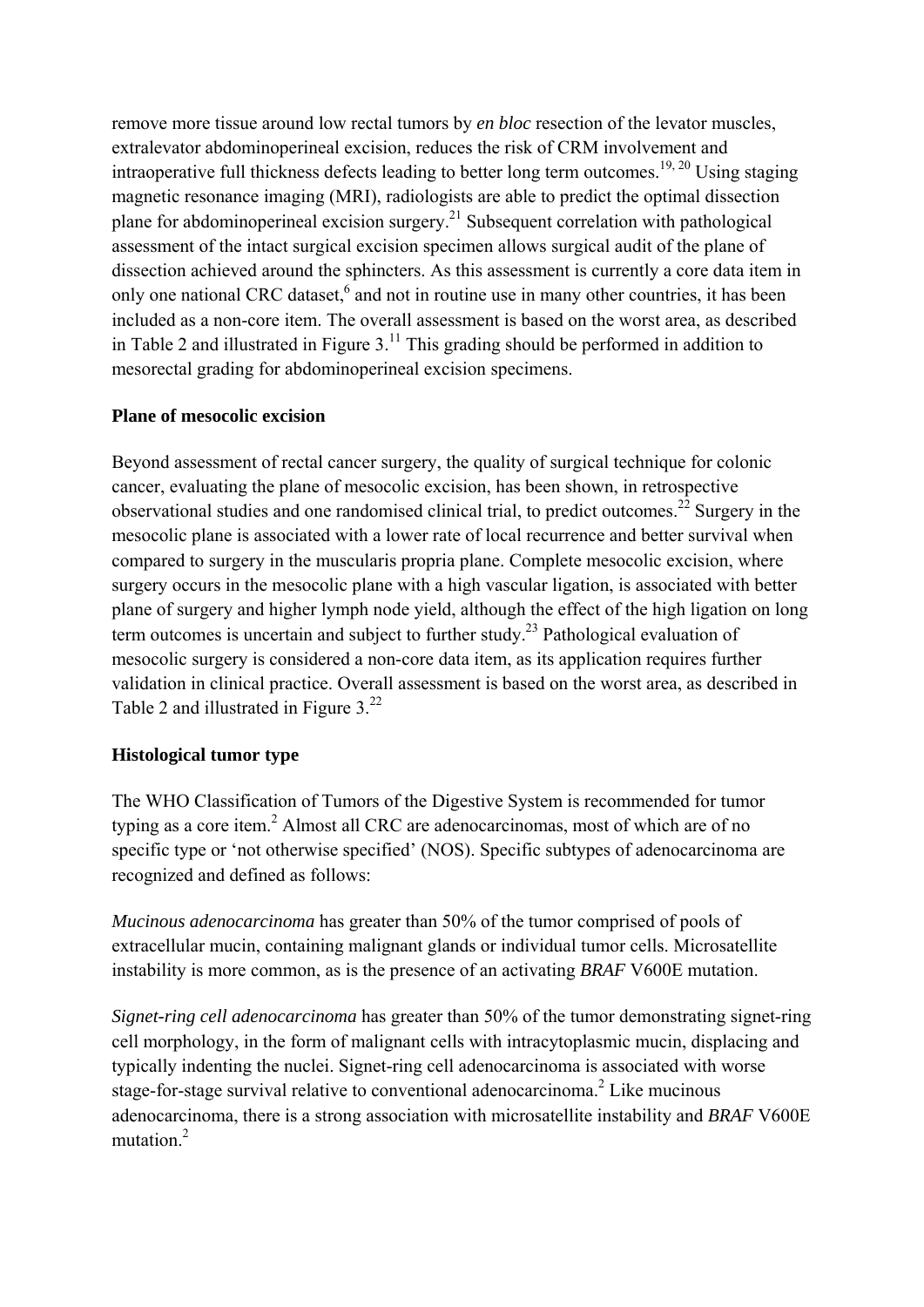remove more tissue around low rectal tumors by *en bloc* resection of the levator muscles, extralevator abdominoperineal excision, reduces the risk of CRM involvement and intraoperative full thickness defects leading to better long term outcomes.[19, 20] Using staging magnetic resonance imaging (MRI), radiologists are able to predict the optimal dissection plane for abdominoperineal excision surgery.[21] Subsequent correlation with pathological assessment of the intact surgical excision specimen allows surgical audit of the plane of dissection achieved around the sphincters. As this assessment is currently a core data item in only one national CRC dataset,[6] and not in routine use in many other countries, it has been included as a non-core item. The overall assessment is based on the worst area, as described in Table 2 and illustrated in Figure 3.[11] This grading should be performed in addition to mesorectal grading for abdominoperineal excision specimens.

**Plane of mesocolic excision**

Beyond assessment of rectal cancer surgery, the quality of surgical technique for colonic cancer, evaluating the plane of mesocolic excision, has been shown, in retrospective observational studies and one randomised clinical trial, to predict outcomes.[22] Surgery in the mesocolic plane is associated with a lower rate of local recurrence and better survival when compared to surgery in the muscularis propria plane. Complete mesocolic excision, where surgery occurs in the mesocolic plane with a high vascular ligation, is associated with better plane of surgery and higher lymph node yield, although the effect of the high ligation on long term outcomes is uncertain and subject to further study.[23] Pathological evaluation of mesocolic surgery is considered a non-core data item, as its application requires further validation in clinical practice. Overall assessment is based on the worst area, as described in Table 2 and illustrated in Figure 3.[22]

**Histological tumor type**

The WHO Classification of Tumors of the Digestive System is recommended for tumor typing as a core item.[2] Almost all CRC are adenocarcinomas, most of which are of no specific type or 'not otherwise specified' (NOS). Specific subtypes of adenocarcinoma are recognized and defined as follows:

*Mucinous adenocarcinoma* has greater than 50% of the tumor comprised of pools of extracellular mucin, containing malignant glands or individual tumor cells. Microsatellite instability is more common, as is the presence of an activating *BRAF* V600E mutation.

*Signet-ring cell adenocarcinoma* has greater than 50% of the tumor demonstrating signet-ring cell morphology, in the form of malignant cells with intracytoplasmic mucin, displacing and typically indenting the nuclei. Signet-ring cell adenocarcinoma is associated with worse stage-for-stage survival relative to conventional adenocarcinoma.[2] Like mucinous adenocarcinoma, there is a strong association with microsatellite instability and *BRAF* V600E mutation.[2]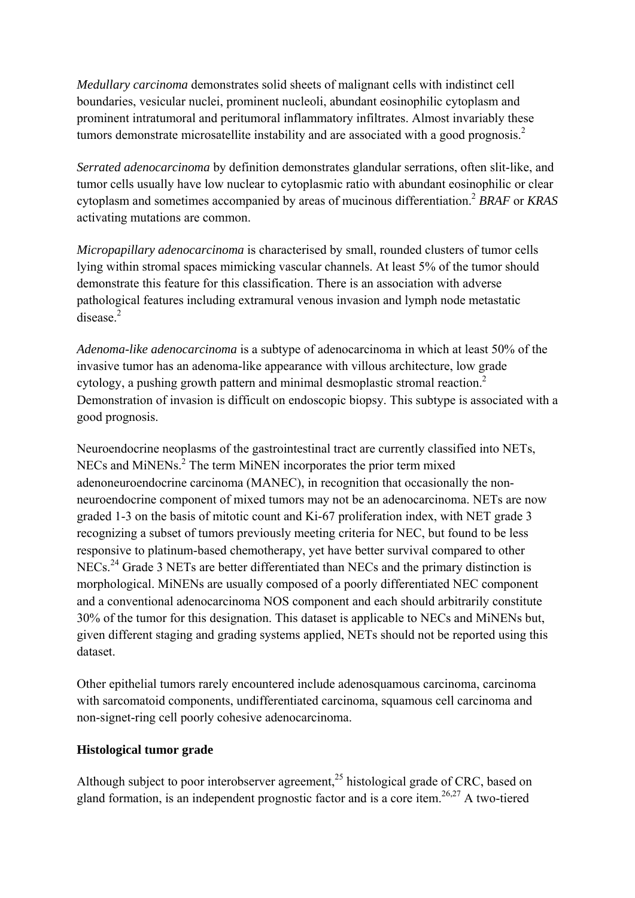*Medullary carcinoma* demonstrates solid sheets of malignant cells with indistinct cell boundaries, vesicular nuclei, prominent nucleoli, abundant eosinophilic cytoplasm and prominent intratumoral and peritumoral inflammatory infiltrates. Almost invariably these tumors demonstrate microsatellite instability and are associated with a good prognosis.[2]

*Serrated adenocarcinoma* by definition demonstrates glandular serrations, often slit-like, and tumor cells usually have low nuclear to cytoplasmic ratio with abundant eosinophilic or clear cytoplasm and sometimes accompanied by areas of mucinous differentiation.[2] *BRAF* or *KRAS* activating mutations are common.

*Micropapillary adenocarcinoma* is characterised by small, rounded clusters of tumor cells lying within stromal spaces mimicking vascular channels. At least 5% of the tumor should demonstrate this feature for this classification. There is an association with adverse pathological features including extramural venous invasion and lymph node metastatic disease.[2]

*Adenoma-like adenocarcinoma* is a subtype of adenocarcinoma in which at least 50% of the invasive tumor has an adenoma-like appearance with villous architecture, low grade cytology, a pushing growth pattern and minimal desmoplastic stromal reaction.[2] Demonstration of invasion is difficult on endoscopic biopsy. This subtype is associated with a good prognosis.

Neuroendocrine neoplasms of the gastrointestinal tract are currently classified into NETs, NECs and MiNENs.[2] The term MiNEN incorporates the prior term mixed adenoneuroendocrine carcinoma (MANEC), in recognition that occasionally the non-neuroendocrine component of mixed tumors may not be an adenocarcinoma. NETs are now graded 1-3 on the basis of mitotic count and Ki-67 proliferation index, with NET grade 3 recognizing a subset of tumors previously meeting criteria for NEC, but found to be less responsive to platinum-based chemotherapy, yet have better survival compared to other NECs.[24] Grade 3 NETs are better differentiated than NECs and the primary distinction is morphological. MiNENs are usually composed of a poorly differentiated NEC component and a conventional adenocarcinoma NOS component and each should arbitrarily constitute 30% of the tumor for this designation. This dataset is applicable to NECs and MiNENs but, given different staging and grading systems applied, NETs should not be reported using this dataset.

Other epithelial tumors rarely encountered include adenosquamous carcinoma, carcinoma with sarcomatoid components, undifferentiated carcinoma, squamous cell carcinoma and non-signet-ring cell poorly cohesive adenocarcinoma.

### Histological tumor grade

Although subject to poor interobserver agreement,[25] histological grade of CRC, based on gland formation, is an independent prognostic factor and is a core item.[26,27] A two-tiered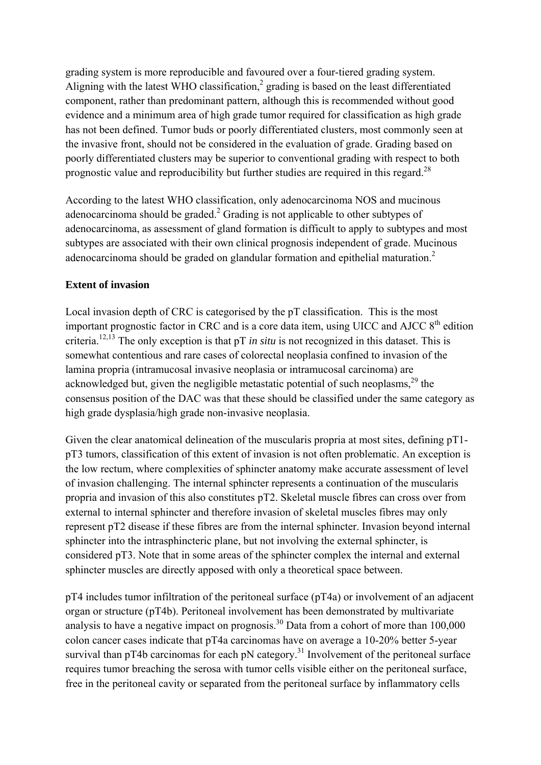grading system is more reproducible and favoured over a four-tiered grading system. Aligning with the latest WHO classification,[2] grading is based on the least differentiated component, rather than predominant pattern, although this is recommended without good evidence and a minimum area of high grade tumor required for classification as high grade has not been defined. Tumor buds or poorly differentiated clusters, most commonly seen at the invasive front, should not be considered in the evaluation of grade. Grading based on poorly differentiated clusters may be superior to conventional grading with respect to both prognostic value and reproducibility but further studies are required in this regard.[28]

According to the latest WHO classification, only adenocarcinoma NOS and mucinous adenocarcinoma should be graded.[2] Grading is not applicable to other subtypes of adenocarcinoma, as assessment of gland formation is difficult to apply to subtypes and most subtypes are associated with their own clinical prognosis independent of grade. Mucinous adenocarcinoma should be graded on glandular formation and epithelial maturation.[2]

**Extent of invasion**

Local invasion depth of CRC is categorised by the pT classification. This is the most important prognostic factor in CRC and is a core data item, using UICC and AJCC 8th edition criteria.[12,13] The only exception is that pT *in situ* is not recognized in this dataset. This is somewhat contentious and rare cases of colorectal neoplasia confined to invasion of the lamina propria (intramucosal invasive neoplasia or intramucosal carcinoma) are acknowledged but, given the negligible metastatic potential of such neoplasms,[29] the consensus position of the DAC was that these should be classified under the same category as high grade dysplasia/high grade non-invasive neoplasia.

Given the clear anatomical delineation of the muscularis propria at most sites, defining pT1-pT3 tumors, classification of this extent of invasion is not often problematic. An exception is the low rectum, where complexities of sphincter anatomy make accurate assessment of level of invasion challenging. The internal sphincter represents a continuation of the muscularis propria and invasion of this also constitutes pT2. Skeletal muscle fibres can cross over from external to internal sphincter and therefore invasion of skeletal muscles fibres may only represent pT2 disease if these fibres are from the internal sphincter. Invasion beyond internal sphincter into the intrasphincteric plane, but not involving the external sphincter, is considered pT3. Note that in some areas of the sphincter complex the internal and external sphincter muscles are directly apposed with only a theoretical space between.

pT4 includes tumor infiltration of the peritoneal surface (pT4a) or involvement of an adjacent organ or structure (pT4b). Peritoneal involvement has been demonstrated by multivariate analysis to have a negative impact on prognosis.[30] Data from a cohort of more than 100,000 colon cancer cases indicate that pT4a carcinomas have on average a 10-20% better 5-year survival than pT4b carcinomas for each pN category.[31] Involvement of the peritoneal surface requires tumor breaching the serosa with tumor cells visible either on the peritoneal surface, free in the peritoneal cavity or separated from the peritoneal surface by inflammatory cells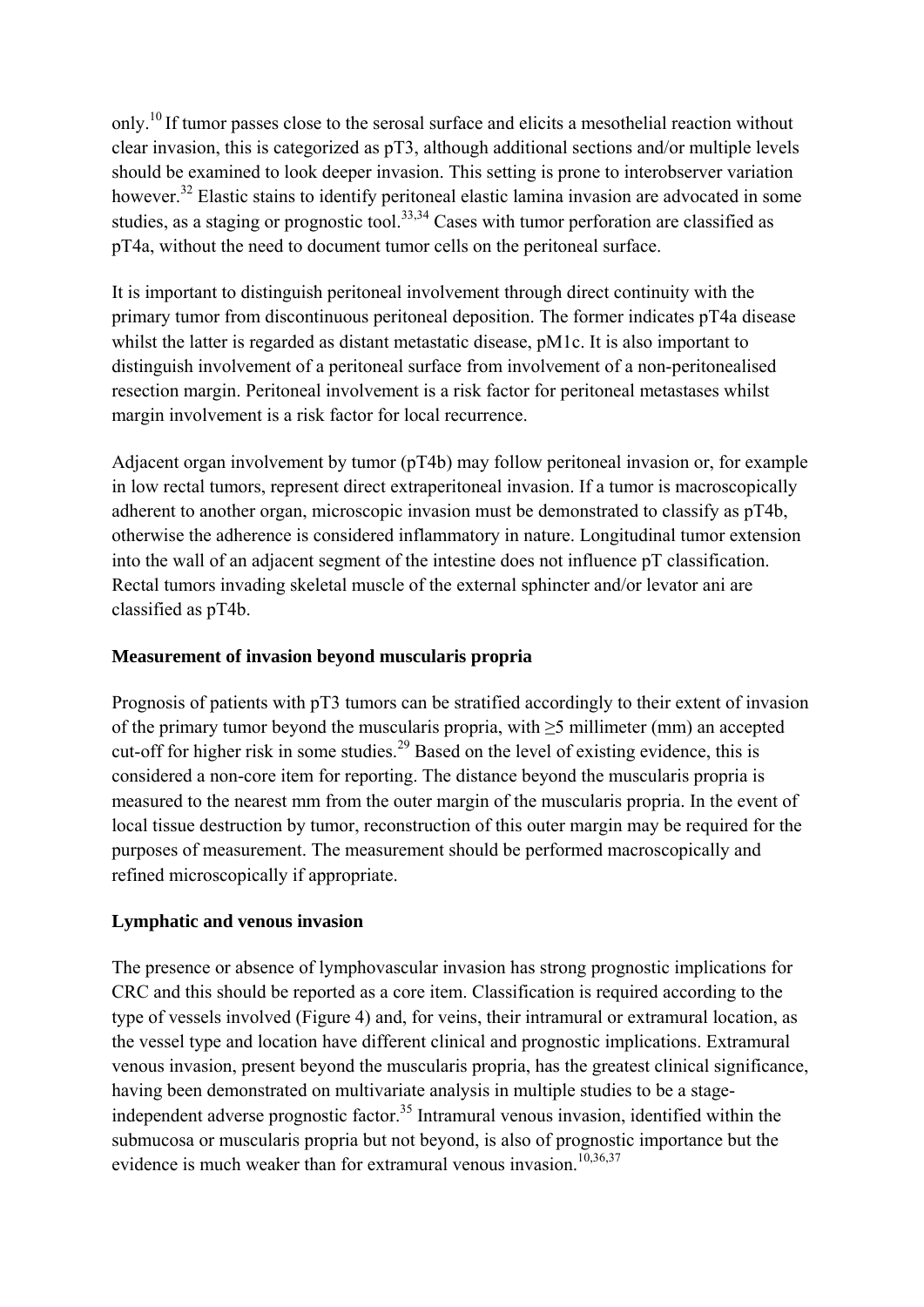only.[10] If tumor passes close to the serosal surface and elicits a mesothelial reaction without clear invasion, this is categorized as pT3, although additional sections and/or multiple levels should be examined to look deeper invasion. This setting is prone to interobserver variation however.[32] Elastic stains to identify peritoneal elastic lamina invasion are advocated in some studies, as a staging or prognostic tool.[33,34] Cases with tumor perforation are classified as pT4a, without the need to document tumor cells on the peritoneal surface.

It is important to distinguish peritoneal involvement through direct continuity with the primary tumor from discontinuous peritoneal deposition. The former indicates pT4a disease whilst the latter is regarded as distant metastatic disease, pM1c. It is also important to distinguish involvement of a peritoneal surface from involvement of a non-peritonealised resection margin. Peritoneal involvement is a risk factor for peritoneal metastases whilst margin involvement is a risk factor for local recurrence.

Adjacent organ involvement by tumor (pT4b) may follow peritoneal invasion or, for example in low rectal tumors, represent direct extraperitoneal invasion. If a tumor is macroscopically adherent to another organ, microscopic invasion must be demonstrated to classify as pT4b, otherwise the adherence is considered inflammatory in nature. Longitudinal tumor extension into the wall of an adjacent segment of the intestine does not influence pT classification. Rectal tumors invading skeletal muscle of the external sphincter and/or levator ani are classified as pT4b.

**Measurement of invasion beyond muscularis propria**

Prognosis of patients with pT3 tumors can be stratified accordingly to their extent of invasion of the primary tumor beyond the muscularis propria, with ≥5 millimeter (mm) an accepted cut-off for higher risk in some studies.[29] Based on the level of existing evidence, this is considered a non-core item for reporting. The distance beyond the muscularis propria is measured to the nearest mm from the outer margin of the muscularis propria. In the event of local tissue destruction by tumor, reconstruction of this outer margin may be required for the purposes of measurement. The measurement should be performed macroscopically and refined microscopically if appropriate.

**Lymphatic and venous invasion**

The presence or absence of lymphovascular invasion has strong prognostic implications for CRC and this should be reported as a core item. Classification is required according to the type of vessels involved (Figure 4) and, for veins, their intramural or extramural location, as the vessel type and location have different clinical and prognostic implications. Extramural venous invasion, present beyond the muscularis propria, has the greatest clinical significance, having been demonstrated on multivariate analysis in multiple studies to be a stage-independent adverse prognostic factor.[35] Intramural venous invasion, identified within the submucosa or muscularis propria but not beyond, is also of prognostic importance but the evidence is much weaker than for extramural venous invasion.[10,36,37]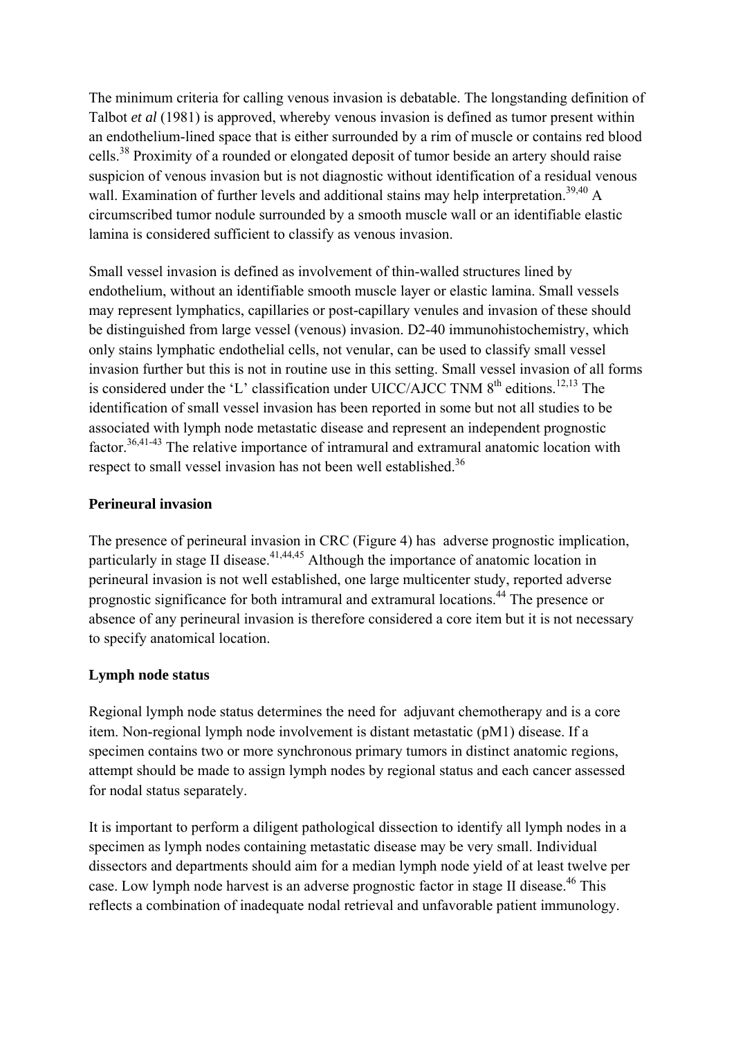The minimum criteria for calling venous invasion is debatable. The longstanding definition of Talbot *et al* (1981) is approved, whereby venous invasion is defined as tumor present within an endothelium-lined space that is either surrounded by a rim of muscle or contains red blood cells.[38] Proximity of a rounded or elongated deposit of tumor beside an artery should raise suspicion of venous invasion but is not diagnostic without identification of a residual venous wall. Examination of further levels and additional stains may help interpretation.[39,40] A circumscribed tumor nodule surrounded by a smooth muscle wall or an identifiable elastic lamina is considered sufficient to classify as venous invasion.

Small vessel invasion is defined as involvement of thin-walled structures lined by endothelium, without an identifiable smooth muscle layer or elastic lamina. Small vessels may represent lymphatics, capillaries or post-capillary venules and invasion of these should be distinguished from large vessel (venous) invasion. D2-40 immunohistochemistry, which only stains lymphatic endothelial cells, not venular, can be used to classify small vessel invasion further but this is not in routine use in this setting. Small vessel invasion of all forms is considered under the 'L' classification under UICC/AJCC TNM 8th editions.[12,13] The identification of small vessel invasion has been reported in some but not all studies to be associated with lymph node metastatic disease and represent an independent prognostic factor.[36,41-43] The relative importance of intramural and extramural anatomic location with respect to small vessel invasion has not been well established.[36]

**Perineural invasion**

The presence of perineural invasion in CRC (Figure 4) has adverse prognostic implication, particularly in stage II disease.[41,44,45] Although the importance of anatomic location in perineural invasion is not well established, one large multicenter study, reported adverse prognostic significance for both intramural and extramural locations.[44] The presence or absence of any perineural invasion is therefore considered a core item but it is not necessary to specify anatomical location.

**Lymph node status**

Regional lymph node status determines the need for adjuvant chemotherapy and is a core item. Non-regional lymph node involvement is distant metastatic (pM1) disease. If a specimen contains two or more synchronous primary tumors in distinct anatomic regions, attempt should be made to assign lymph nodes by regional status and each cancer assessed for nodal status separately.

It is important to perform a diligent pathological dissection to identify all lymph nodes in a specimen as lymph nodes containing metastatic disease may be very small. Individual dissectors and departments should aim for a median lymph node yield of at least twelve per case. Low lymph node harvest is an adverse prognostic factor in stage II disease.[46] This reflects a combination of inadequate nodal retrieval and unfavorable patient immunology.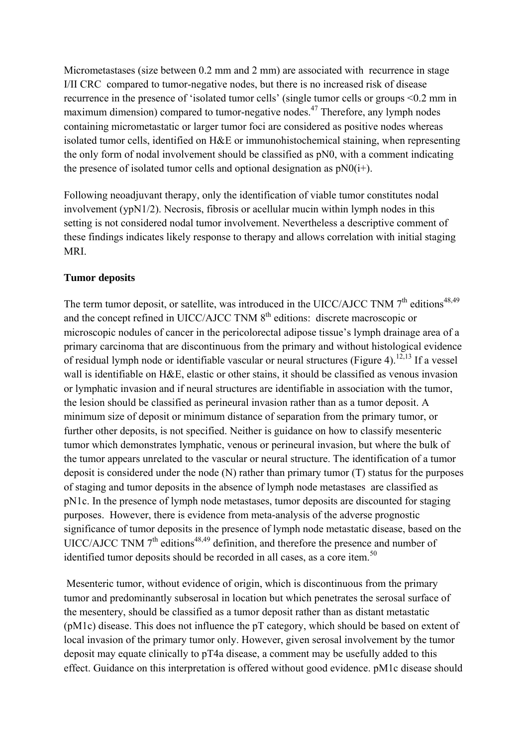Micrometastases (size between 0.2 mm and 2 mm) are associated with recurrence in stage I/II CRC compared to tumor-negative nodes, but there is no increased risk of disease recurrence in the presence of 'isolated tumor cells' (single tumor cells or groups <0.2 mm in maximum dimension) compared to tumor-negative nodes.[47] Therefore, any lymph nodes containing micrometastatic or larger tumor foci are considered as positive nodes whereas isolated tumor cells, identified on H&E or immunohistochemical staining, when representing the only form of nodal involvement should be classified as pN0, with a comment indicating the presence of isolated tumor cells and optional designation as pN0(i+).

Following neoadjuvant therapy, only the identification of viable tumor constitutes nodal involvement (ypN1/2). Necrosis, fibrosis or acellular mucin within lymph nodes in this setting is not considered nodal tumor involvement. Nevertheless a descriptive comment of these findings indicates likely response to therapy and allows correlation with initial staging MRI.

**Tumor deposits**

The term tumor deposit, or satellite, was introduced in the UICC/AJCC TNM 7th editions[48,49] and the concept refined in UICC/AJCC TNM 8th editions: discrete macroscopic or microscopic nodules of cancer in the pericolorectal adipose tissue's lymph drainage area of a primary carcinoma that are discontinuous from the primary and without histological evidence of residual lymph node or identifiable vascular or neural structures (Figure 4).[12,13] If a vessel wall is identifiable on H&E, elastic or other stains, it should be classified as venous invasion or lymphatic invasion and if neural structures are identifiable in association with the tumor, the lesion should be classified as perineural invasion rather than as a tumor deposit. A minimum size of deposit or minimum distance of separation from the primary tumor, or further other deposits, is not specified. Neither is guidance on how to classify mesenteric tumor which demonstrates lymphatic, venous or perineural invasion, but where the bulk of the tumor appears unrelated to the vascular or neural structure. The identification of a tumor deposit is considered under the node (N) rather than primary tumor (T) status for the purposes of staging and tumor deposits in the absence of lymph node metastases are classified as pN1c. In the presence of lymph node metastases, tumor deposits are discounted for staging purposes. However, there is evidence from meta-analysis of the adverse prognostic significance of tumor deposits in the presence of lymph node metastatic disease, based on the UICC/AJCC TNM 7th editions[48,49] definition, and therefore the presence and number of identified tumor deposits should be recorded in all cases, as a core item.[50]

Mesenteric tumor, without evidence of origin, which is discontinuous from the primary tumor and predominantly subserosal in location but which penetrates the serosal surface of the mesentery, should be classified as a tumor deposit rather than as distant metastatic (pM1c) disease. This does not influence the pT category, which should be based on extent of local invasion of the primary tumor only. However, given serosal involvement by the tumor deposit may equate clinically to pT4a disease, a comment may be usefully added to this effect. Guidance on this interpretation is offered without good evidence. pM1c disease should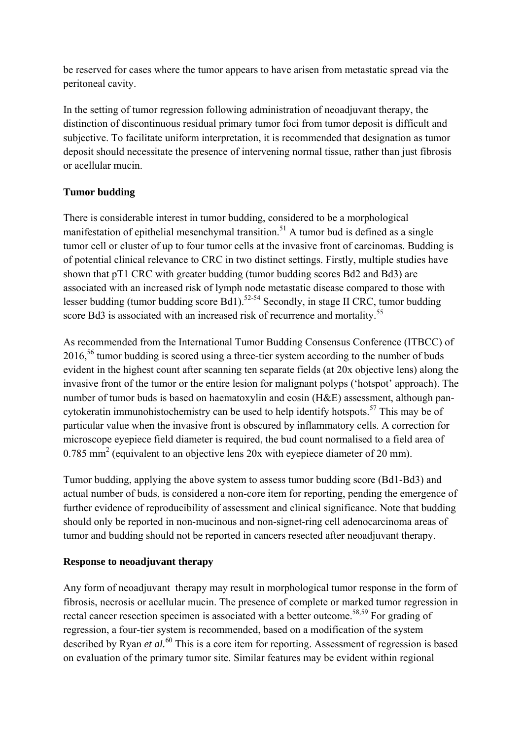be reserved for cases where the tumor appears to have arisen from metastatic spread via the peritoneal cavity.

In the setting of tumor regression following administration of neoadjuvant therapy, the distinction of discontinuous residual primary tumor foci from tumor deposit is difficult and subjective. To facilitate uniform interpretation, it is recommended that designation as tumor deposit should necessitate the presence of intervening normal tissue, rather than just fibrosis or acellular mucin.

**Tumor budding**

There is considerable interest in tumor budding, considered to be a morphological manifestation of epithelial mesenchymal transition.[51] A tumor bud is defined as a single tumor cell or cluster of up to four tumor cells at the invasive front of carcinomas. Budding is of potential clinical relevance to CRC in two distinct settings. Firstly, multiple studies have shown that pT1 CRC with greater budding (tumor budding scores Bd2 and Bd3) are associated with an increased risk of lymph node metastatic disease compared to those with lesser budding (tumor budding score Bd1).[52-54] Secondly, in stage II CRC, tumor budding score Bd3 is associated with an increased risk of recurrence and mortality.[55]

As recommended from the International Tumor Budding Consensus Conference (ITBCC) of 2016,[56] tumor budding is scored using a three-tier system according to the number of buds evident in the highest count after scanning ten separate fields (at 20x objective lens) along the invasive front of the tumor or the entire lesion for malignant polyps ('hotspot' approach). The number of tumor buds is based on haematoxylin and eosin (H&E) assessment, although pan-cytokeratin immunohistochemistry can be used to help identify hotspots.[57] This may be of particular value when the invasive front is obscured by inflammatory cells. A correction for microscope eyepiece field diameter is required, the bud count normalised to a field area of 0.785 $mm^2$ (equivalent to an objective lens 20x with eyepiece diameter of 20 mm).

Tumor budding, applying the above system to assess tumor budding score (Bd1-Bd3) and actual number of buds, is considered a non-core item for reporting, pending the emergence of further evidence of reproducibility of assessment and clinical significance. Note that budding should only be reported in non-mucinous and non-signet-ring cell adenocarcinoma areas of tumor and budding should not be reported in cancers resected after neoadjuvant therapy.

**Response to neoadjuvant therapy**

Any form of neoadjuvant therapy may result in morphological tumor response in the form of fibrosis, necrosis or acellular mucin. The presence of complete or marked tumor regression in rectal cancer resection specimen is associated with a better outcome.[58,59] For grading of regression, a four-tier system is recommended, based on a modification of the system described by Ryan *et al.*[60] This is a core item for reporting. Assessment of regression is based on evaluation of the primary tumor site. Similar features may be evident within regional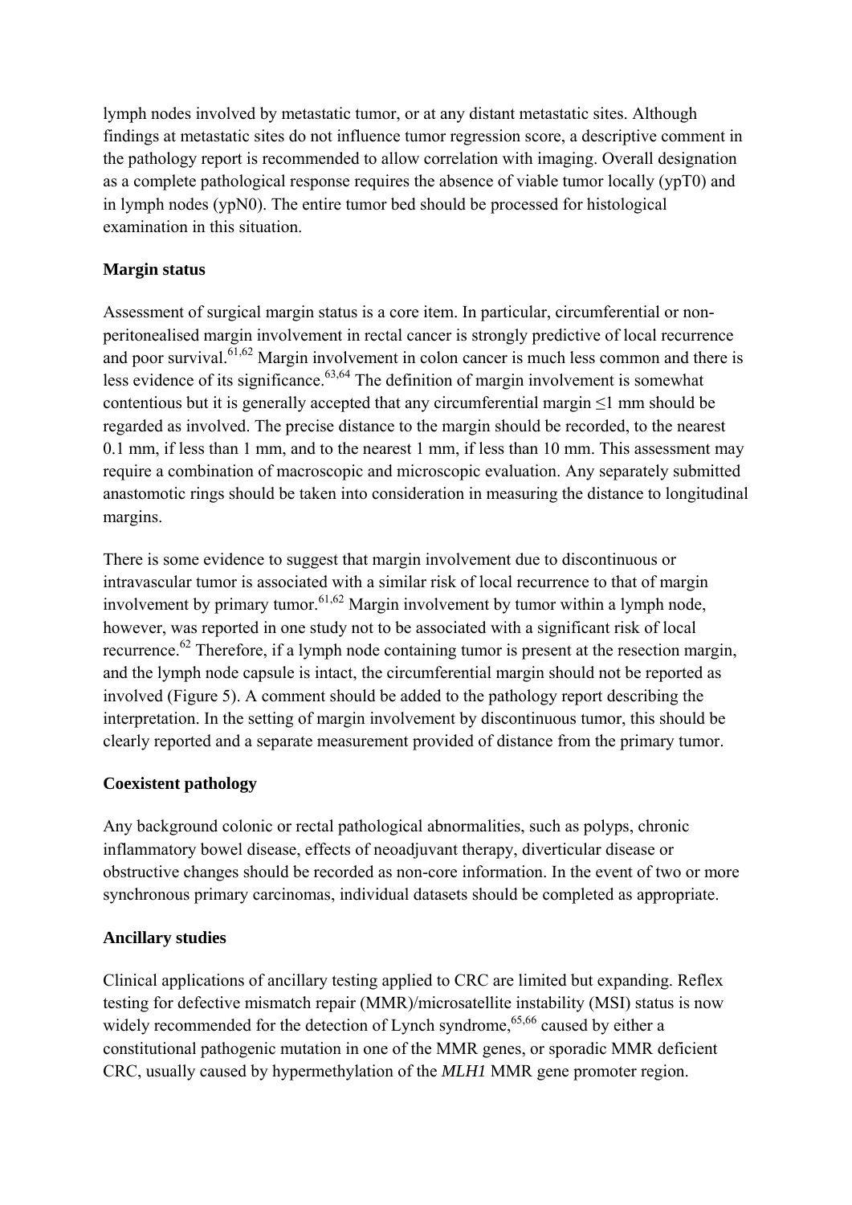lymph nodes involved by metastatic tumor, or at any distant metastatic sites. Although findings at metastatic sites do not influence tumor regression score, a descriptive comment in the pathology report is recommended to allow correlation with imaging. Overall designation as a complete pathological response requires the absence of viable tumor locally (ypT0) and in lymph nodes (ypN0). The entire tumor bed should be processed for histological examination in this situation.

## Margin status

Assessment of surgical margin status is a core item. In particular, circumferential or non-peritonealised margin involvement in rectal cancer is strongly predictive of local recurrence and poor survival.[61,62] Margin involvement in colon cancer is much less common and there is less evidence of its significance.[63,64] The definition of margin involvement is somewhat contentious but it is generally accepted that any circumferential margin ≤1 mm should be regarded as involved. The precise distance to the margin should be recorded, to the nearest 0.1 mm, if less than 1 mm, and to the nearest 1 mm, if less than 10 mm. This assessment may require a combination of macroscopic and microscopic evaluation. Any separately submitted anastomotic rings should be taken into consideration in measuring the distance to longitudinal margins.

There is some evidence to suggest that margin involvement due to discontinuous or intravascular tumor is associated with a similar risk of local recurrence to that of margin involvement by primary tumor.[61,62] Margin involvement by tumor within a lymph node, however, was reported in one study not to be associated with a significant risk of local recurrence.[62] Therefore, if a lymph node containing tumor is present at the resection margin, and the lymph node capsule is intact, the circumferential margin should not be reported as involved (Figure 5). A comment should be added to the pathology report describing the interpretation. In the setting of margin involvement by discontinuous tumor, this should be clearly reported and a separate measurement provided of distance from the primary tumor.

## Coexistent pathology

Any background colonic or rectal pathological abnormalities, such as polyps, chronic inflammatory bowel disease, effects of neoadjuvant therapy, diverticular disease or obstructive changes should be recorded as non-core information. In the event of two or more synchronous primary carcinomas, individual datasets should be completed as appropriate.

## Ancillary studies

Clinical applications of ancillary testing applied to CRC are limited but expanding. Reflex testing for defective mismatch repair (MMR)/microsatellite instability (MSI) status is now widely recommended for the detection of Lynch syndrome,[65,66] caused by either a constitutional pathogenic mutation in one of the MMR genes, or sporadic MMR deficient CRC, usually caused by hypermethylation of the *MLH1* MMR gene promoter region.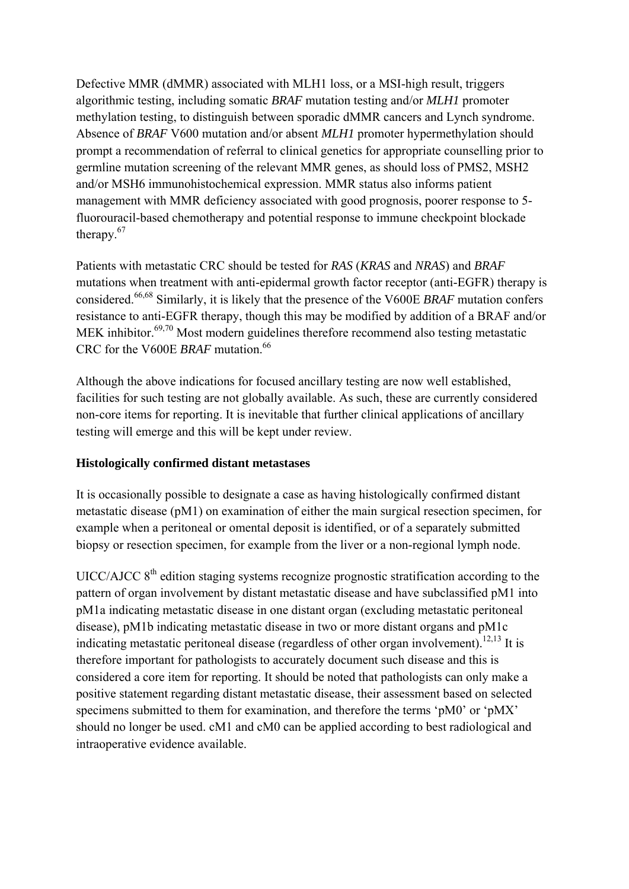Defective MMR (dMMR) associated with MLH1 loss, or a MSI-high result, triggers algorithmic testing, including somatic *BRAF* mutation testing and/or *MLH1* promoter methylation testing, to distinguish between sporadic dMMR cancers and Lynch syndrome. Absence of *BRAF* V600 mutation and/or absent *MLH1* promoter hypermethylation should prompt a recommendation of referral to clinical genetics for appropriate counselling prior to germline mutation screening of the relevant MMR genes, as should loss of PMS2, MSH2 and/or MSH6 immunohistochemical expression. MMR status also informs patient management with MMR deficiency associated with good prognosis, poorer response to 5-fluorouracil-based chemotherapy and potential response to immune checkpoint blockade therapy.[67]

Patients with metastatic CRC should be tested for *RAS* (*KRAS* and *NRAS*) and *BRAF* mutations when treatment with anti-epidermal growth factor receptor (anti-EGFR) therapy is considered.[66,68] Similarly, it is likely that the presence of the V600E *BRAF* mutation confers resistance to anti-EGFR therapy, though this may be modified by addition of a BRAF and/or MEK inhibitor.[69,70] Most modern guidelines therefore recommend also testing metastatic CRC for the V600E *BRAF* mutation.[66]

Although the above indications for focused ancillary testing are now well established, facilities for such testing are not globally available. As such, these are currently considered non-core items for reporting. It is inevitable that further clinical applications of ancillary testing will emerge and this will be kept under review.

**Histologically confirmed distant metastases**

It is occasionally possible to designate a case as having histologically confirmed distant metastatic disease (pM1) on examination of either the main surgical resection specimen, for example when a peritoneal or omental deposit is identified, or of a separately submitted biopsy or resection specimen, for example from the liver or a non-regional lymph node.

UICC/AJCC 8th edition staging systems recognize prognostic stratification according to the pattern of organ involvement by distant metastatic disease and have subclassified pM1 into pM1a indicating metastatic disease in one distant organ (excluding metastatic peritoneal disease), pM1b indicating metastatic disease in two or more distant organs and pM1c indicating metastatic peritoneal disease (regardless of other organ involvement).[12,13] It is therefore important for pathologists to accurately document such disease and this is considered a core item for reporting. It should be noted that pathologists can only make a positive statement regarding distant metastatic disease, their assessment based on selected specimens submitted to them for examination, and therefore the terms 'pM0' or 'pMX' should no longer be used. cM1 and cM0 can be applied according to best radiological and intraoperative evidence available.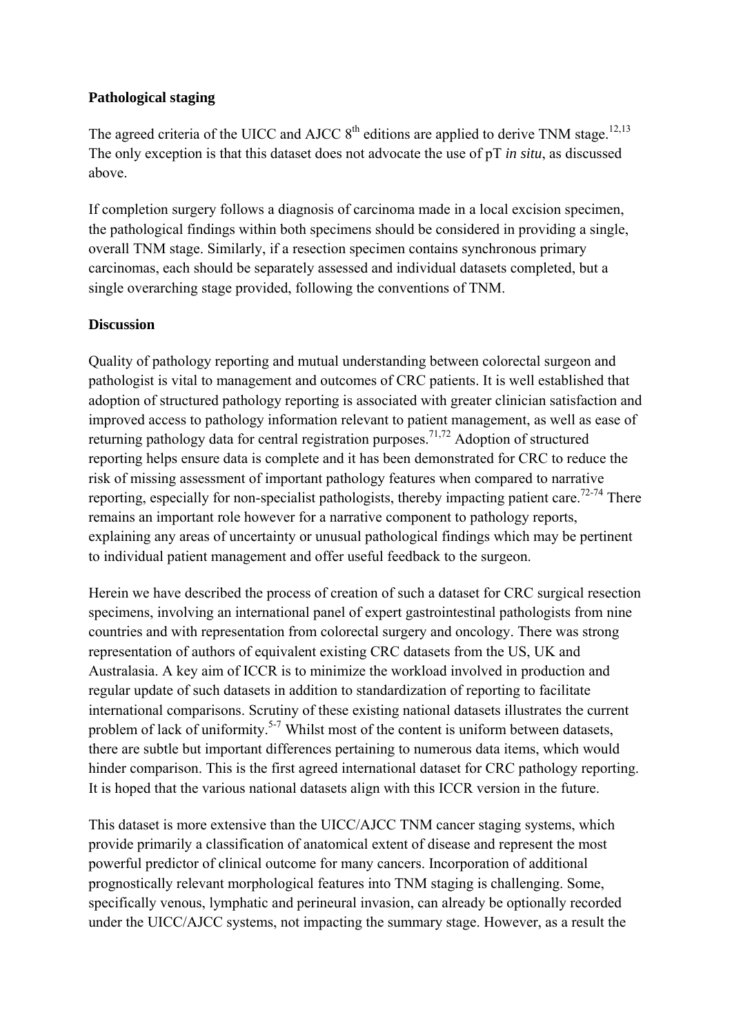## Pathological staging

The agreed criteria of the UICC and AJCC 8$^{th}$ editions are applied to derive TNM stage.[12,13] The only exception is that this dataset does not advocate the use of pT *in situ*, as discussed above.

If completion surgery follows a diagnosis of carcinoma made in a local excision specimen, the pathological findings within both specimens should be considered in providing a single, overall TNM stage. Similarly, if a resection specimen contains synchronous primary carcinomas, each should be separately assessed and individual datasets completed, but a single overarching stage provided, following the conventions of TNM.

## Discussion

Quality of pathology reporting and mutual understanding between colorectal surgeon and pathologist is vital to management and outcomes of CRC patients. It is well established that adoption of structured pathology reporting is associated with greater clinician satisfaction and improved access to pathology information relevant to patient management, as well as ease of returning pathology data for central registration purposes.[71,72] Adoption of structured reporting helps ensure data is complete and it has been demonstrated for CRC to reduce the risk of missing assessment of important pathology features when compared to narrative reporting, especially for non-specialist pathologists, thereby impacting patient care.[72-74] There remains an important role however for a narrative component to pathology reports, explaining any areas of uncertainty or unusual pathological findings which may be pertinent to individual patient management and offer useful feedback to the surgeon.

Herein we have described the process of creation of such a dataset for CRC surgical resection specimens, involving an international panel of expert gastrointestinal pathologists from nine countries and with representation from colorectal surgery and oncology. There was strong representation of authors of equivalent existing CRC datasets from the US, UK and Australasia. A key aim of ICCR is to minimize the workload involved in production and regular update of such datasets in addition to standardization of reporting to facilitate international comparisons. Scrutiny of these existing national datasets illustrates the current problem of lack of uniformity.[5-7] Whilst most of the content is uniform between datasets, there are subtle but important differences pertaining to numerous data items, which would hinder comparison. This is the first agreed international dataset for CRC pathology reporting. It is hoped that the various national datasets align with this ICCR version in the future.

This dataset is more extensive than the UICC/AJCC TNM cancer staging systems, which provide primarily a classification of anatomical extent of disease and represent the most powerful predictor of clinical outcome for many cancers. Incorporation of additional prognostically relevant morphological features into TNM staging is challenging. Some, specifically venous, lymphatic and perineural invasion, can already be optionally recorded under the UICC/AJCC systems, not impacting the summary stage. However, as a result the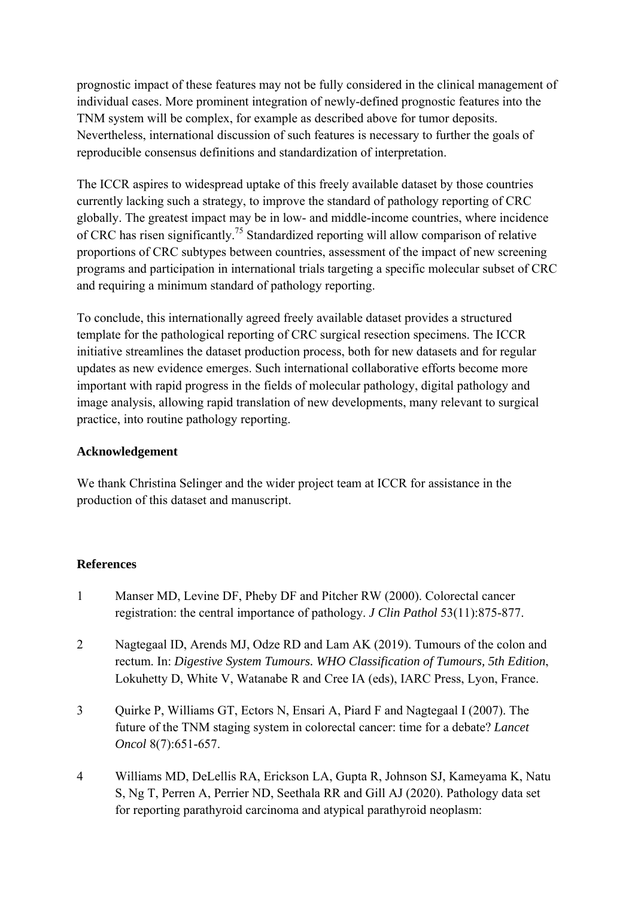prognostic impact of these features may not be fully considered in the clinical management of individual cases. More prominent integration of newly-defined prognostic features into the TNM system will be complex, for example as described above for tumor deposits. Nevertheless, international discussion of such features is necessary to further the goals of reproducible consensus definitions and standardization of interpretation.

The ICCR aspires to widespread uptake of this freely available dataset by those countries currently lacking such a strategy, to improve the standard of pathology reporting of CRC globally. The greatest impact may be in low- and middle-income countries, where incidence of CRC has risen significantly.[75] Standardized reporting will allow comparison of relative proportions of CRC subtypes between countries, assessment of the impact of new screening programs and participation in international trials targeting a specific molecular subset of CRC and requiring a minimum standard of pathology reporting.

To conclude, this internationally agreed freely available dataset provides a structured template for the pathological reporting of CRC surgical resection specimens. The ICCR initiative streamlines the dataset production process, both for new datasets and for regular updates as new evidence emerges. Such international collaborative efforts become more important with rapid progress in the fields of molecular pathology, digital pathology and image analysis, allowing rapid translation of new developments, many relevant to surgical practice, into routine pathology reporting.

## Acknowledgement

We thank Christina Selinger and the wider project team at ICCR for assistance in the production of this dataset and manuscript.

## References

1. Manser MD, Levine DF, Pheby DF and Pitcher RW (2000). Colorectal cancer registration: the central importance of pathology. *J Clin Pathol* 53(11):875-877.

2. Nagtegaal ID, Arends MJ, Odze RD and Lam AK (2019). Tumours of the colon and rectum. In: *Digestive System Tumours. WHO Classification of Tumours, 5th Edition*, Lokuhetty D, White V, Watanabe R and Cree IA (eds), IARC Press, Lyon, France.

3. Quirke P, Williams GT, Ectors N, Ensari A, Piard F and Nagtegaal I (2007). The future of the TNM staging system in colorectal cancer: time for a debate? *Lancet Oncol* 8(7):651-657.

4. Williams MD, DeLellis RA, Erickson LA, Gupta R, Johnson SJ, Kameyama K, Natu S, Ng T, Perren A, Perrier ND, Seethala RR and Gill AJ (2020). Pathology data set for reporting parathyroid carcinoma and atypical parathyroid neoplasm: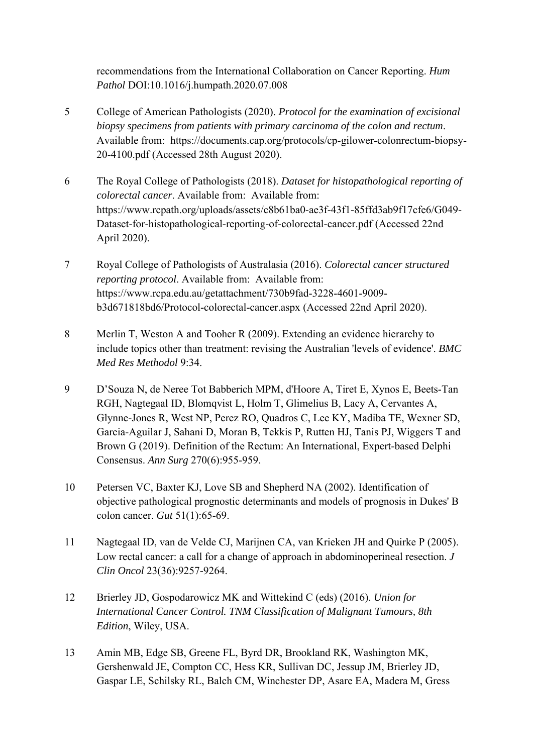recommendations from the International Collaboration on Cancer Reporting. *Hum Pathol* DOI:10.1016/j.humpath.2020.07.008

5 College of American Pathologists (2020). *Protocol for the examination of excisional biopsy specimens from patients with primary carcinoma of the colon and rectum*. Available from: https://documents.cap.org/protocols/cp-gilower-colonrectum-biopsy-20-4100.pdf (Accessed 28th August 2020).

6 The Royal College of Pathologists (2018). *Dataset for histopathological reporting of colorectal cancer*. Available from: Available from: https://www.rcpath.org/uploads/assets/c8b61ba0-ae3f-43f1-85ffd3ab9f17cfe6/G049-Dataset-for-histopathological-reporting-of-colorectal-cancer.pdf (Accessed 22nd April 2020).

7 Royal College of Pathologists of Australasia (2016). *Colorectal cancer structured reporting protocol*. Available from: Available from: https://www.rcpa.edu.au/getattachment/730b9fad-3228-4601-9009-b3d671818bd6/Protocol-colorectal-cancer.aspx (Accessed 22nd April 2020).

8 Merlin T, Weston A and Tooher R (2009). Extending an evidence hierarchy to include topics other than treatment: revising the Australian 'levels of evidence'. *BMC Med Res Methodol* 9:34.

9 D'Souza N, de Neree Tot Babberich MPM, d'Hoore A, Tiret E, Xynos E, Beets-Tan RGH, Nagtegaal ID, Blomqvist L, Holm T, Glimelius B, Lacy A, Cervantes A, Glynne-Jones R, West NP, Perez RO, Quadros C, Lee KY, Madiba TE, Wexner SD, Garcia-Aguilar J, Sahani D, Moran B, Tekkis P, Rutten HJ, Tanis PJ, Wiggers T and Brown G (2019). Definition of the Rectum: An International, Expert-based Delphi Consensus. *Ann Surg* 270(6):955-959.

10 Petersen VC, Baxter KJ, Love SB and Shepherd NA (2002). Identification of objective pathological prognostic determinants and models of prognosis in Dukes' B colon cancer. *Gut* 51(1):65-69.

11 Nagtegaal ID, van de Velde CJ, Marijnen CA, van Krieken JH and Quirke P (2005). Low rectal cancer: a call for a change of approach in abdominoperineal resection. *J Clin Oncol* 23(36):9257-9264.

12 Brierley JD, Gospodarowicz MK and Wittekind C (eds) (2016). *Union for International Cancer Control. TNM Classification of Malignant Tumours, 8th Edition*, Wiley, USA.

13 Amin MB, Edge SB, Greene FL, Byrd DR, Brookland RK, Washington MK, Gershenwald JE, Compton CC, Hess KR, Sullivan DC, Jessup JM, Brierley JD, Gaspar LE, Schilsky RL, Balch CM, Winchester DP, Asare EA, Madera M, Gress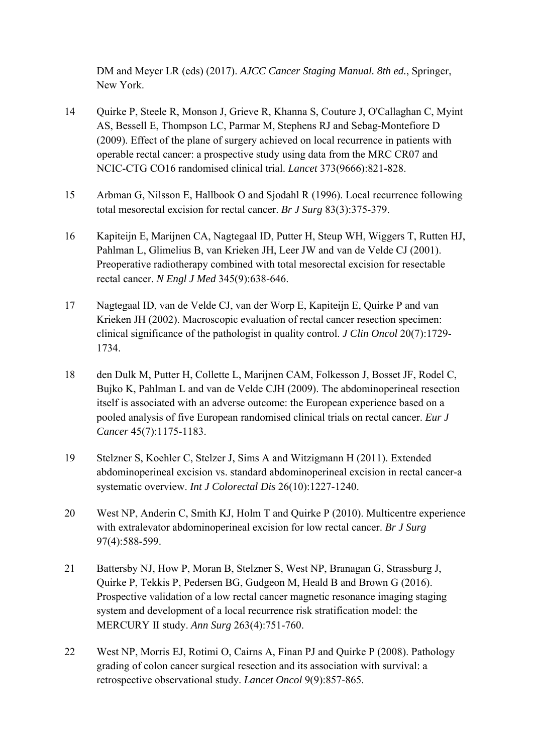DM and Meyer LR (eds) (2017). *AJCC Cancer Staging Manual. 8th ed.*, Springer, New York.

14 Quirke P, Steele R, Monson J, Grieve R, Khanna S, Couture J, O'Callaghan C, Myint AS, Bessell E, Thompson LC, Parmar M, Stephens RJ and Sebag-Montefiore D (2009). Effect of the plane of surgery achieved on local recurrence in patients with operable rectal cancer: a prospective study using data from the MRC CR07 and NCIC-CTG CO16 randomised clinical trial. *Lancet* 373(9666):821-828.

15 Arbman G, Nilsson E, Hallbook O and Sjodahl R (1996). Local recurrence following total mesorectal excision for rectal cancer. *Br J Surg* 83(3):375-379.

16 Kapiteijn E, Marijnen CA, Nagtegaal ID, Putter H, Steup WH, Wiggers T, Rutten HJ, Pahlman L, Glimelius B, van Krieken JH, Leer JW and van de Velde CJ (2001). Preoperative radiotherapy combined with total mesorectal excision for resectable rectal cancer. *N Engl J Med* 345(9):638-646.

17 Nagtegaal ID, van de Velde CJ, van der Worp E, Kapiteijn E, Quirke P and van Krieken JH (2002). Macroscopic evaluation of rectal cancer resection specimen: clinical significance of the pathologist in quality control. *J Clin Oncol* 20(7):1729-1734.

18 den Dulk M, Putter H, Collette L, Marijnen CAM, Folkesson J, Bosset JF, Rodel C, Bujko K, Pahlman L and van de Velde CJH (2009). The abdominoperineal resection itself is associated with an adverse outcome: the European experience based on a pooled analysis of five European randomised clinical trials on rectal cancer. *Eur J Cancer* 45(7):1175-1183.

19 Stelzner S, Koehler C, Stelzer J, Sims A and Witzigmann H (2011). Extended abdominoperineal excision vs. standard abdominoperineal excision in rectal cancer-a systematic overview. *Int J Colorectal Dis* 26(10):1227-1240.

20 West NP, Anderin C, Smith KJ, Holm T and Quirke P (2010). Multicentre experience with extralevator abdominoperineal excision for low rectal cancer. *Br J Surg* 97(4):588-599.

21 Battersby NJ, How P, Moran B, Stelzner S, West NP, Branagan G, Strassburg J, Quirke P, Tekkis P, Pedersen BG, Gudgeon M, Heald B and Brown G (2016). Prospective validation of a low rectal cancer magnetic resonance imaging staging system and development of a local recurrence risk stratification model: the MERCURY II study. *Ann Surg* 263(4):751-760.

22 West NP, Morris EJ, Rotimi O, Cairns A, Finan PJ and Quirke P (2008). Pathology grading of colon cancer surgical resection and its association with survival: a retrospective observational study. *Lancet Oncol* 9(9):857-865.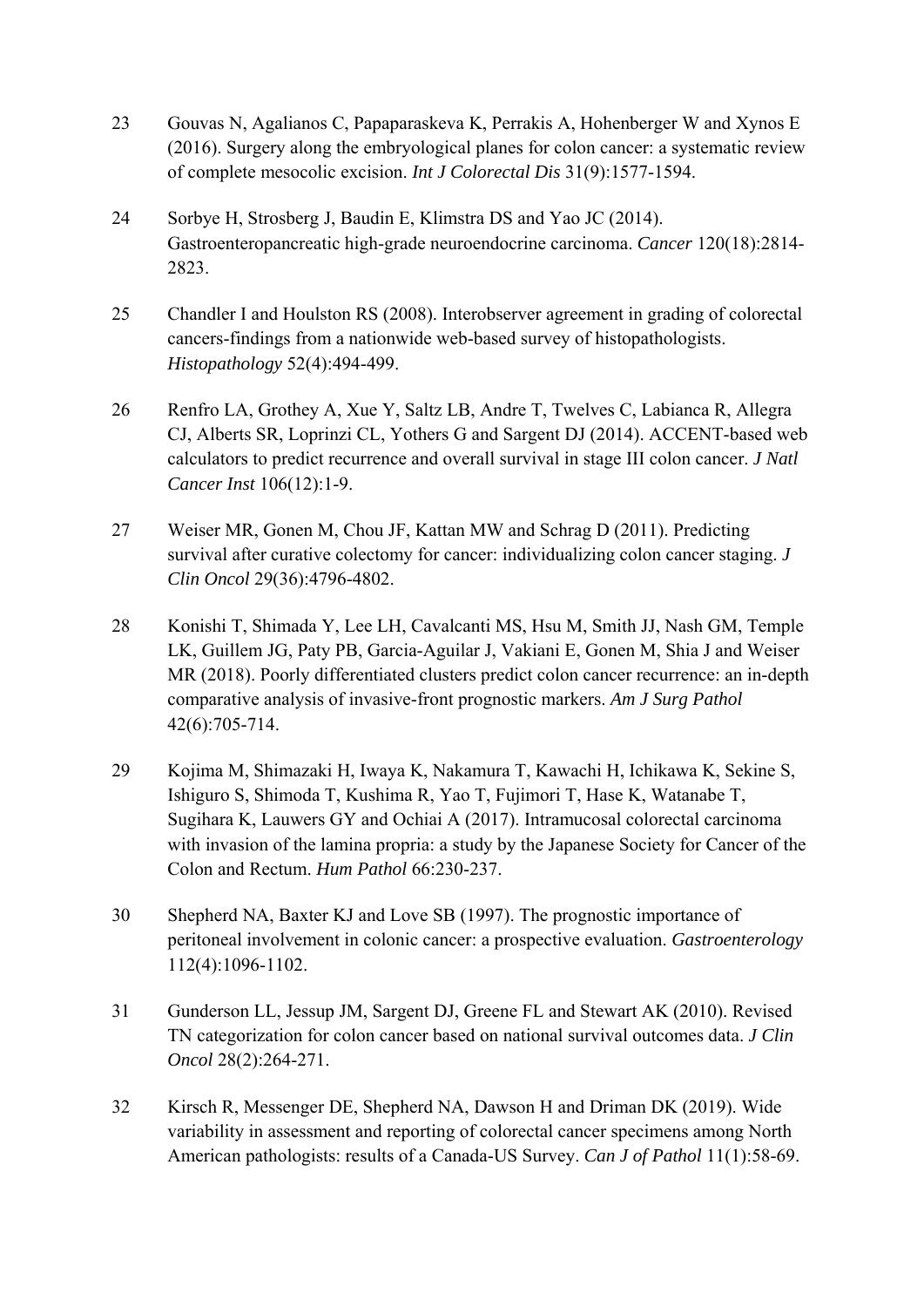23 Gouvas N, Agalianos C, Papaparaskeva K, Perrakis A, Hohenberger W and Xynos E (2016). Surgery along the embryological planes for colon cancer: a systematic review of complete mesocolic excision. *Int J Colorectal Dis* 31(9):1577-1594.

24 Sorbye H, Strosberg J, Baudin E, Klimstra DS and Yao JC (2014). Gastroenteropancreatic high-grade neuroendocrine carcinoma. *Cancer* 120(18):2814-2823.

25 Chandler I and Houlston RS (2008). Interobserver agreement in grading of colorectal cancers-findings from a nationwide web-based survey of histopathologists. *Histopathology* 52(4):494-499.

26 Renfro LA, Grothey A, Xue Y, Saltz LB, Andre T, Twelves C, Labianca R, Allegra CJ, Alberts SR, Loprinzi CL, Yothers G and Sargent DJ (2014). ACCENT-based web calculators to predict recurrence and overall survival in stage III colon cancer. *J Natl Cancer Inst* 106(12):1-9.

27 Weiser MR, Gonen M, Chou JF, Kattan MW and Schrag D (2011). Predicting survival after curative colectomy for cancer: individualizing colon cancer staging. *J Clin Oncol* 29(36):4796-4802.

28 Konishi T, Shimada Y, Lee LH, Cavalcanti MS, Hsu M, Smith JJ, Nash GM, Temple LK, Guillem JG, Paty PB, Garcia-Aguilar J, Vakiani E, Gonen M, Shia J and Weiser MR (2018). Poorly differentiated clusters predict colon cancer recurrence: an in-depth comparative analysis of invasive-front prognostic markers. *Am J Surg Pathol* 42(6):705-714.

29 Kojima M, Shimazaki H, Iwaya K, Nakamura T, Kawachi H, Ichikawa K, Sekine S, Ishiguro S, Shimoda T, Kushima R, Yao T, Fujimori T, Hase K, Watanabe T, Sugihara K, Lauwers GY and Ochiai A (2017). Intramucosal colorectal carcinoma with invasion of the lamina propria: a study by the Japanese Society for Cancer of the Colon and Rectum. *Hum Pathol* 66:230-237.

30 Shepherd NA, Baxter KJ and Love SB (1997). The prognostic importance of peritoneal involvement in colonic cancer: a prospective evaluation. *Gastroenterology* 112(4):1096-1102.

31 Gunderson LL, Jessup JM, Sargent DJ, Greene FL and Stewart AK (2010). Revised TN categorization for colon cancer based on national survival outcomes data. *J Clin Oncol* 28(2):264-271.

32 Kirsch R, Messenger DE, Shepherd NA, Dawson H and Driman DK (2019). Wide variability in assessment and reporting of colorectal cancer specimens among North American pathologists: results of a Canada-US Survey. *Can J of Pathol* 11(1):58-69.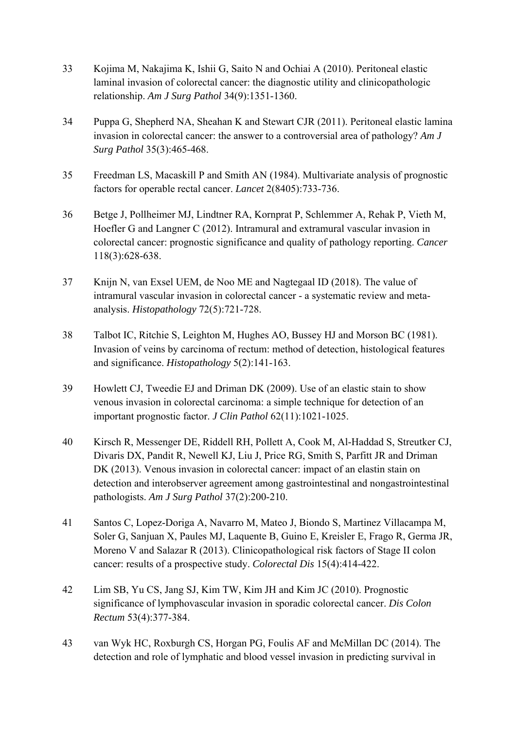33 Kojima M, Nakajima K, Ishii G, Saito N and Ochiai A (2010). Peritoneal elastic laminal invasion of colorectal cancer: the diagnostic utility and clinicopathologic relationship. *Am J Surg Pathol* 34(9):1351-1360.

34 Puppa G, Shepherd NA, Sheahan K and Stewart CJR (2011). Peritoneal elastic lamina invasion in colorectal cancer: the answer to a controversial area of pathology? *Am J Surg Pathol* 35(3):465-468.

35 Freedman LS, Macaskill P and Smith AN (1984). Multivariate analysis of prognostic factors for operable rectal cancer. *Lancet* 2(8405):733-736.

36 Betge J, Pollheimer MJ, Lindtner RA, Kornprat P, Schlemmer A, Rehak P, Vieth M, Hoefler G and Langner C (2012). Intramural and extramural vascular invasion in colorectal cancer: prognostic significance and quality of pathology reporting. *Cancer* 118(3):628-638.

37 Knijn N, van Exsel UEM, de Noo ME and Nagtegaal ID (2018). The value of intramural vascular invasion in colorectal cancer - a systematic review and meta-analysis. *Histopathology* 72(5):721-728.

38 Talbot IC, Ritchie S, Leighton M, Hughes AO, Bussey HJ and Morson BC (1981). Invasion of veins by carcinoma of rectum: method of detection, histological features and significance. *Histopathology* 5(2):141-163.

39 Howlett CJ, Tweedie EJ and Driman DK (2009). Use of an elastic stain to show venous invasion in colorectal carcinoma: a simple technique for detection of an important prognostic factor. *J Clin Pathol* 62(11):1021-1025.

40 Kirsch R, Messenger DE, Riddell RH, Pollett A, Cook M, Al-Haddad S, Streutker CJ, Divaris DX, Pandit R, Newell KJ, Liu J, Price RG, Smith S, Parfitt JR and Driman DK (2013). Venous invasion in colorectal cancer: impact of an elastin stain on detection and interobserver agreement among gastrointestinal and nongastrointestinal pathologists. *Am J Surg Pathol* 37(2):200-210.

41 Santos C, Lopez-Doriga A, Navarro M, Mateo J, Biondo S, Martinez Villacampa M, Soler G, Sanjuan X, Paules MJ, Laquente B, Guino E, Kreisler E, Frago R, Germa JR, Moreno V and Salazar R (2013). Clinicopathological risk factors of Stage II colon cancer: results of a prospective study. *Colorectal Dis* 15(4):414-422.

42 Lim SB, Yu CS, Jang SJ, Kim TW, Kim JH and Kim JC (2010). Prognostic significance of lymphovascular invasion in sporadic colorectal cancer. *Dis Colon Rectum* 53(4):377-384.

43 van Wyk HC, Roxburgh CS, Horgan PG, Foulis AF and McMillan DC (2014). The detection and role of lymphatic and blood vessel invasion in predicting survival in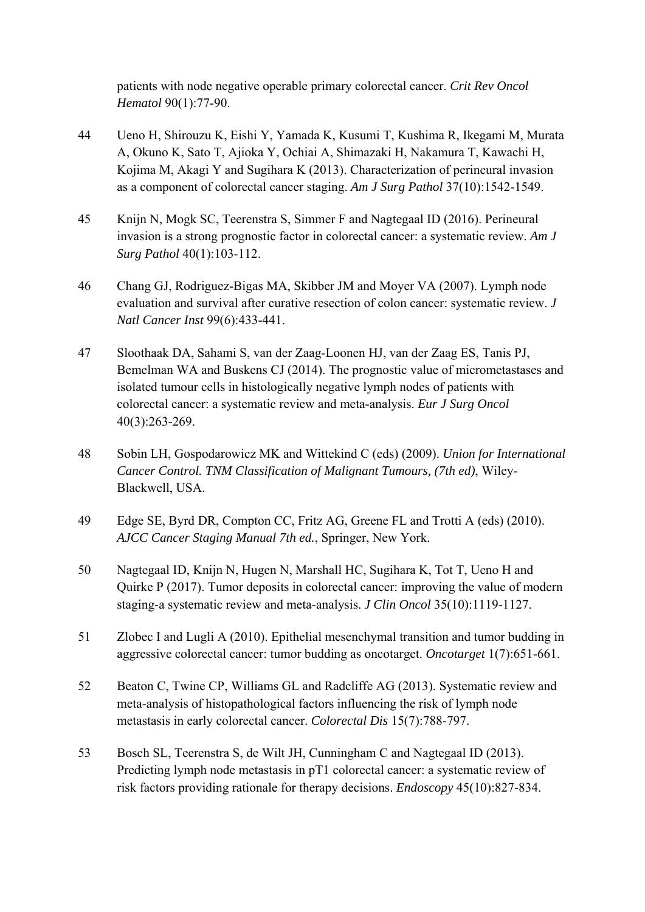patients with node negative operable primary colorectal cancer. *Crit Rev Oncol Hematol* 90(1):77-90.

44 Ueno H, Shirouzu K, Eishi Y, Yamada K, Kusumi T, Kushima R, Ikegami M, Murata A, Okuno K, Sato T, Ajioka Y, Ochiai A, Shimazaki H, Nakamura T, Kawachi H, Kojima M, Akagi Y and Sugihara K (2013). Characterization of perineural invasion as a component of colorectal cancer staging. *Am J Surg Pathol* 37(10):1542-1549.

45 Knijn N, Mogk SC, Teerenstra S, Simmer F and Nagtegaal ID (2016). Perineural invasion is a strong prognostic factor in colorectal cancer: a systematic review. *Am J Surg Pathol* 40(1):103-112.

46 Chang GJ, Rodriguez-Bigas MA, Skibber JM and Moyer VA (2007). Lymph node evaluation and survival after curative resection of colon cancer: systematic review. *J Natl Cancer Inst* 99(6):433-441.

47 Sloothaak DA, Sahami S, van der Zaag-Loonen HJ, van der Zaag ES, Tanis PJ, Bemelman WA and Buskens CJ (2014). The prognostic value of micrometastases and isolated tumour cells in histologically negative lymph nodes of patients with colorectal cancer: a systematic review and meta-analysis. *Eur J Surg Oncol* 40(3):263-269.

48 Sobin LH, Gospodarowicz MK and Wittekind C (eds) (2009). *Union for International Cancer Control. TNM Classification of Malignant Tumours, (7th ed)*, Wiley-Blackwell, USA.

49 Edge SE, Byrd DR, Compton CC, Fritz AG, Greene FL and Trotti A (eds) (2010). *AJCC Cancer Staging Manual 7th ed.*, Springer, New York.

50 Nagtegaal ID, Knijn N, Hugen N, Marshall HC, Sugihara K, Tot T, Ueno H and Quirke P (2017). Tumor deposits in colorectal cancer: improving the value of modern staging-a systematic review and meta-analysis. *J Clin Oncol* 35(10):1119-1127.

51 Zlobec I and Lugli A (2010). Epithelial mesenchymal transition and tumor budding in aggressive colorectal cancer: tumor budding as oncotarget. *Oncotarget* 1(7):651-661.

52 Beaton C, Twine CP, Williams GL and Radcliffe AG (2013). Systematic review and meta-analysis of histopathological factors influencing the risk of lymph node metastasis in early colorectal cancer. *Colorectal Dis* 15(7):788-797.

53 Bosch SL, Teerenstra S, de Wilt JH, Cunningham C and Nagtegaal ID (2013). Predicting lymph node metastasis in pT1 colorectal cancer: a systematic review of risk factors providing rationale for therapy decisions. *Endoscopy* 45(10):827-834.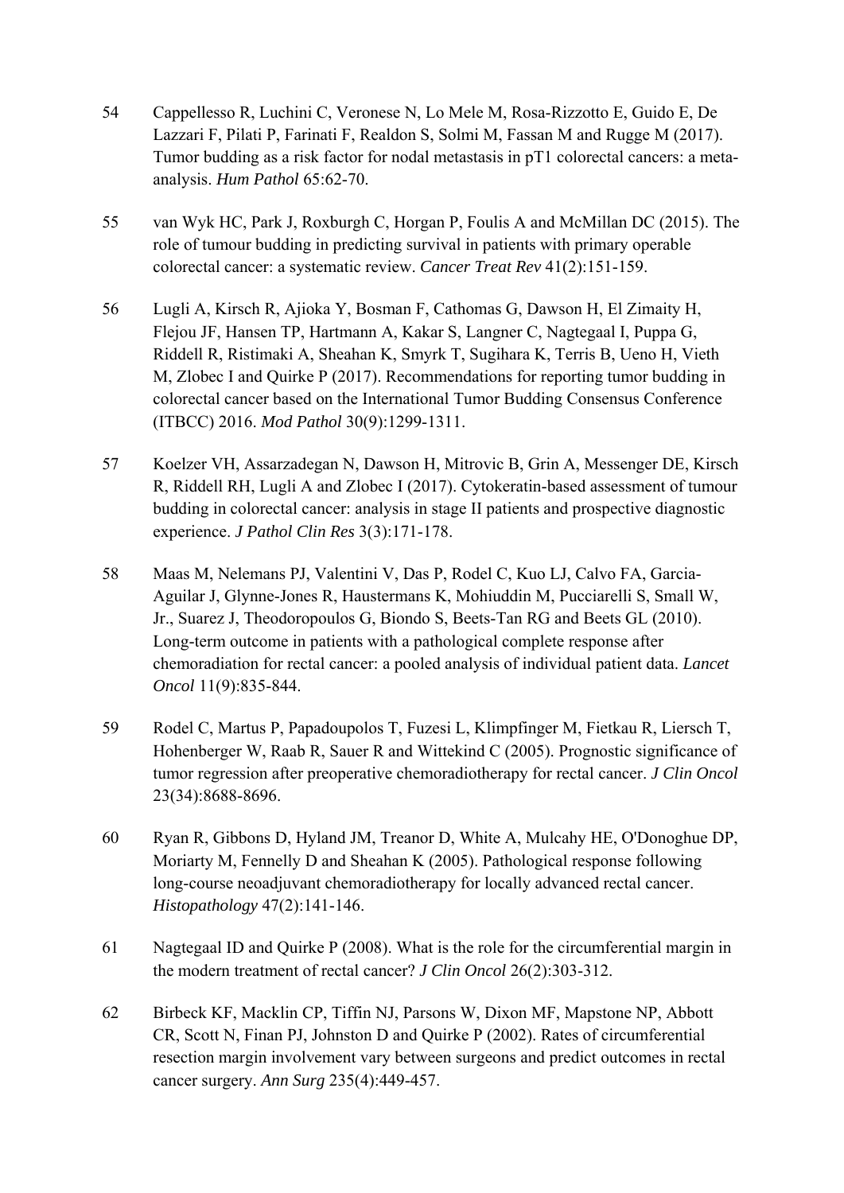54 Cappellesso R, Luchini C, Veronese N, Lo Mele M, Rosa-Rizzotto E, Guido E, De Lazzari F, Pilati P, Farinati F, Realdon S, Solmi M, Fassan M and Rugge M (2017). Tumor budding as a risk factor for nodal metastasis in pT1 colorectal cancers: a meta-analysis. *Hum Pathol* 65:62-70.

55 van Wyk HC, Park J, Roxburgh C, Horgan P, Foulis A and McMillan DC (2015). The role of tumour budding in predicting survival in patients with primary operable colorectal cancer: a systematic review. *Cancer Treat Rev* 41(2):151-159.

56 Lugli A, Kirsch R, Ajioka Y, Bosman F, Cathomas G, Dawson H, El Zimaity H, Flejou JF, Hansen TP, Hartmann A, Kakar S, Langner C, Nagtegaal I, Puppa G, Riddell R, Ristimaki A, Sheahan K, Smyrk T, Sugihara K, Terris B, Ueno H, Vieth M, Zlobec I and Quirke P (2017). Recommendations for reporting tumor budding in colorectal cancer based on the International Tumor Budding Consensus Conference (ITBCC) 2016. *Mod Pathol* 30(9):1299-1311.

57 Koelzer VH, Assarzadegan N, Dawson H, Mitrovic B, Grin A, Messenger DE, Kirsch R, Riddell RH, Lugli A and Zlobec I (2017). Cytokeratin-based assessment of tumour budding in colorectal cancer: analysis in stage II patients and prospective diagnostic experience. *J Pathol Clin Res* 3(3):171-178.

58 Maas M, Nelemans PJ, Valentini V, Das P, Rodel C, Kuo LJ, Calvo FA, Garcia-Aguilar J, Glynne-Jones R, Haustermans K, Mohiuddin M, Pucciarelli S, Small W, Jr., Suarez J, Theodoropoulos G, Biondo S, Beets-Tan RG and Beets GL (2010). Long-term outcome in patients with a pathological complete response after chemoradiation for rectal cancer: a pooled analysis of individual patient data. *Lancet Oncol* 11(9):835-844.

59 Rodel C, Martus P, Papadoupolos T, Fuzesi L, Klimpfinger M, Fietkau R, Liersch T, Hohenberger W, Raab R, Sauer R and Wittekind C (2005). Prognostic significance of tumor regression after preoperative chemoradiotherapy for rectal cancer. *J Clin Oncol* 23(34):8688-8696.

60 Ryan R, Gibbons D, Hyland JM, Treanor D, White A, Mulcahy HE, O'Donoghue DP, Moriarty M, Fennelly D and Sheahan K (2005). Pathological response following long-course neoadjuvant chemoradiotherapy for locally advanced rectal cancer. *Histopathology* 47(2):141-146.

61 Nagtegaal ID and Quirke P (2008). What is the role for the circumferential margin in the modern treatment of rectal cancer? *J Clin Oncol* 26(2):303-312.

62 Birbeck KF, Macklin CP, Tiffin NJ, Parsons W, Dixon MF, Mapstone NP, Abbott CR, Scott N, Finan PJ, Johnston D and Quirke P (2002). Rates of circumferential resection margin involvement vary between surgeons and predict outcomes in rectal cancer surgery. *Ann Surg* 235(4):449-457.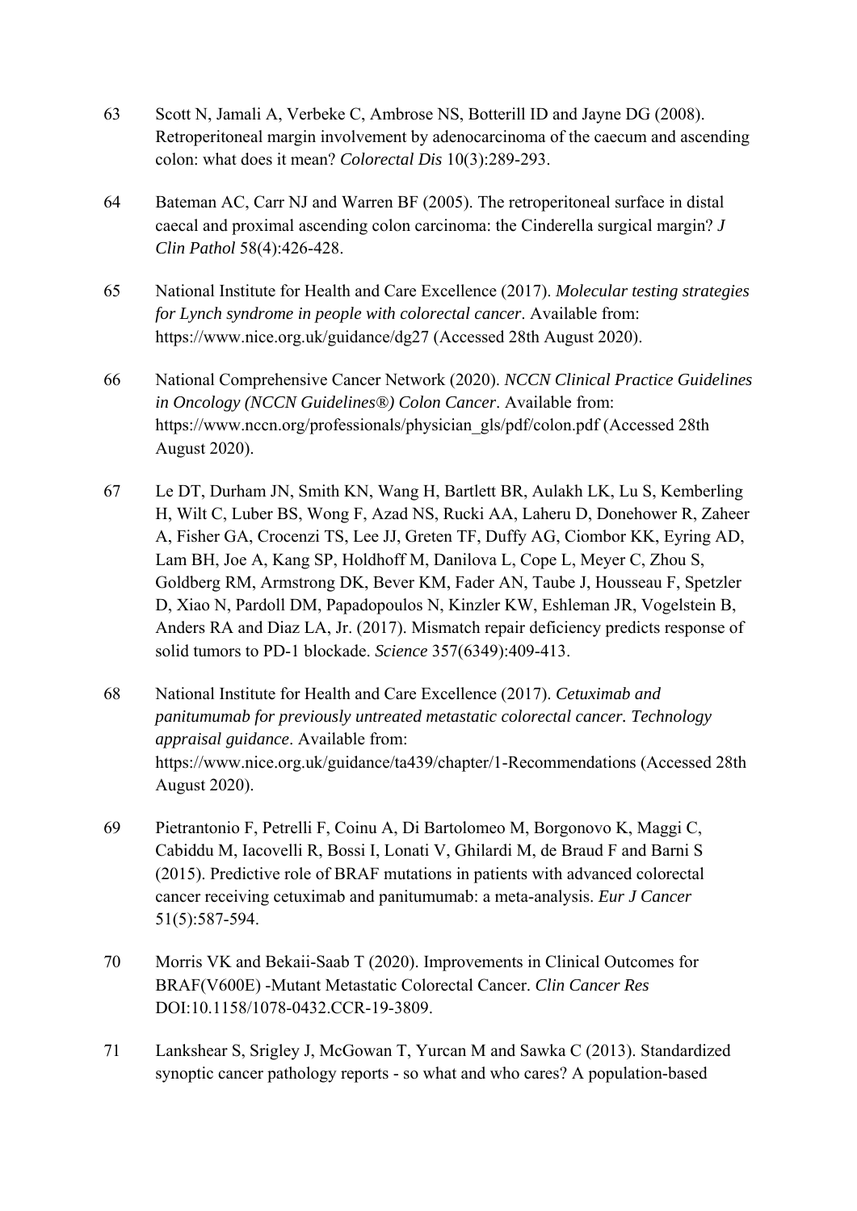63 Scott N, Jamali A, Verbeke C, Ambrose NS, Botterill ID and Jayne DG (2008). Retroperitoneal margin involvement by adenocarcinoma of the caecum and ascending colon: what does it mean? *Colorectal Dis* 10(3):289-293.

64 Bateman AC, Carr NJ and Warren BF (2005). The retroperitoneal surface in distal caecal and proximal ascending colon carcinoma: the Cinderella surgical margin? *J Clin Pathol* 58(4):426-428.

65 National Institute for Health and Care Excellence (2017). *Molecular testing strategies for Lynch syndrome in people with colorectal cancer*. Available from: https://www.nice.org.uk/guidance/dg27 (Accessed 28th August 2020).

66 National Comprehensive Cancer Network (2020). *NCCN Clinical Practice Guidelines in Oncology (NCCN Guidelines®) Colon Cancer*. Available from: https://www.nccn.org/professionals/physician_gls/pdf/colon.pdf (Accessed 28th August 2020).

67 Le DT, Durham JN, Smith KN, Wang H, Bartlett BR, Aulakh LK, Lu S, Kemberling H, Wilt C, Luber BS, Wong F, Azad NS, Rucki AA, Laheru D, Donehower R, Zaheer A, Fisher GA, Crocenzi TS, Lee JJ, Greten TF, Duffy AG, Ciombor KK, Eyring AD, Lam BH, Joe A, Kang SP, Holdhoff M, Danilova L, Cope L, Meyer C, Zhou S, Goldberg RM, Armstrong DK, Bever KM, Fader AN, Taube J, Housseau F, Spetzler D, Xiao N, Pardoll DM, Papadopoulos N, Kinzler KW, Eshleman JR, Vogelstein B, Anders RA and Diaz LA, Jr. (2017). Mismatch repair deficiency predicts response of solid tumors to PD-1 blockade. *Science* 357(6349):409-413.

68 National Institute for Health and Care Excellence (2017). *Cetuximab and panitumumab for previously untreated metastatic colorectal cancer. Technology appraisal guidance*. Available from: https://www.nice.org.uk/guidance/ta439/chapter/1-Recommendations (Accessed 28th August 2020).

69 Pietrantonio F, Petrelli F, Coinu A, Di Bartolomeo M, Borgonovo K, Maggi C, Cabiddu M, Iacovelli R, Bossi I, Lonati V, Ghilardi M, de Braud F and Barni S (2015). Predictive role of BRAF mutations in patients with advanced colorectal cancer receiving cetuximab and panitumumab: a meta-analysis. *Eur J Cancer* 51(5):587-594.

70 Morris VK and Bekaii-Saab T (2020). Improvements in Clinical Outcomes for BRAF(V600E) -Mutant Metastatic Colorectal Cancer. *Clin Cancer Res* DOI:10.1158/1078-0432.CCR-19-3809.

71 Lankshear S, Srigley J, McGowan T, Yurcan M and Sawka C (2013). Standardized synoptic cancer pathology reports - so what and who cares? A population-based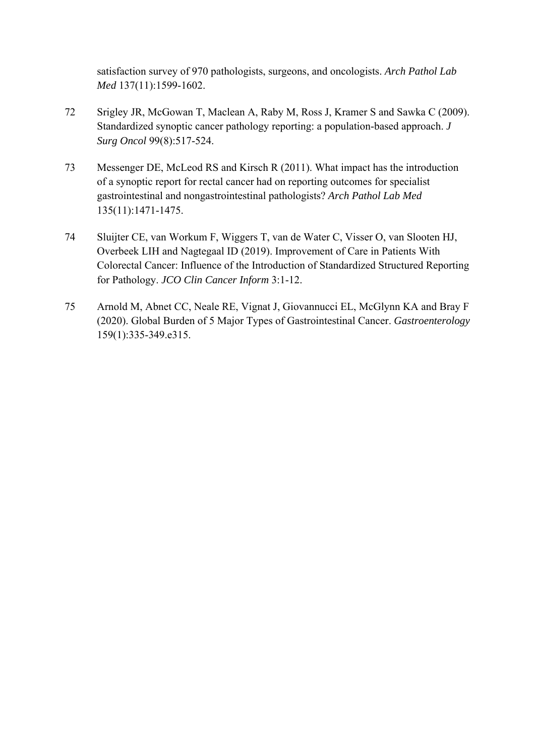satisfaction survey of 970 pathologists, surgeons, and oncologists. *Arch Pathol Lab Med* 137(11):1599-1602.

72 Srigley JR, McGowan T, Maclean A, Raby M, Ross J, Kramer S and Sawka C (2009). Standardized synoptic cancer pathology reporting: a population-based approach. *J Surg Oncol* 99(8):517-524.

73 Messenger DE, McLeod RS and Kirsch R (2011). What impact has the introduction of a synoptic report for rectal cancer had on reporting outcomes for specialist gastrointestinal and nongastrointestinal pathologists? *Arch Pathol Lab Med* 135(11):1471-1475.

74 Sluijter CE, van Workum F, Wiggers T, van de Water C, Visser O, van Slooten HJ, Overbeek LIH and Nagtegaal ID (2019). Improvement of Care in Patients With Colorectal Cancer: Influence of the Introduction of Standardized Structured Reporting for Pathology. *JCO Clin Cancer Inform* 3:1-12.

75 Arnold M, Abnet CC, Neale RE, Vignat J, Giovannucci EL, McGlynn KA and Bray F (2020). Global Burden of 5 Major Types of Gastrointestinal Cancer. *Gastroenterology* 159(1):335-349.e315.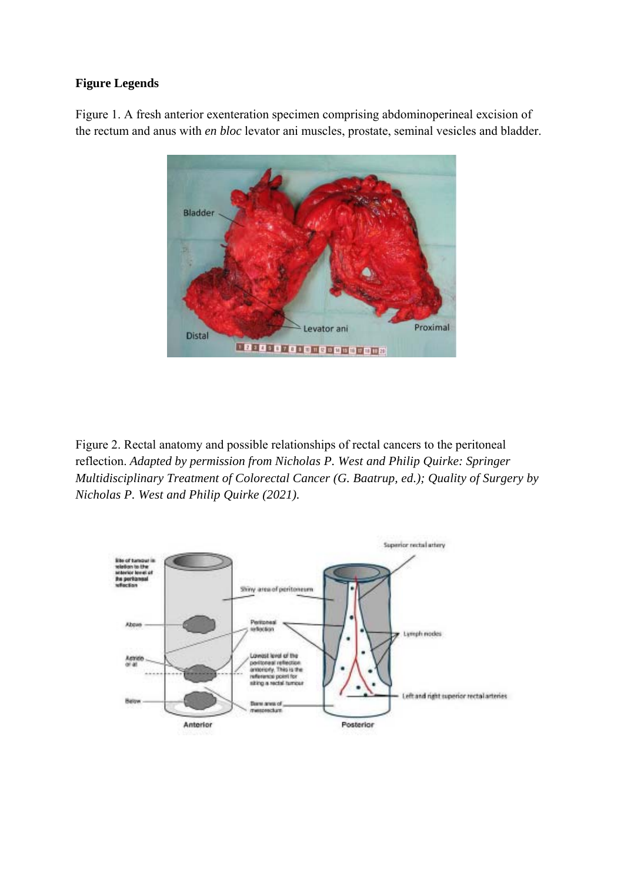**Figure Legends**

Figure 1. A fresh anterior exenteration specimen comprising abdominoperineal excision of the rectum and anus with *en bloc* levator ani muscles, prostate, seminal vesicles and bladder.

Figure 2. Rectal anatomy and possible relationships of rectal cancers to the peritoneal reflection. *Adapted by permission from Nicholas P. West and Philip Quirke: Springer Multidisciplinary Treatment of Colorectal Cancer (G. Baatrup, ed.); Quality of Surgery by Nicholas P. West and Philip Quirke (2021).*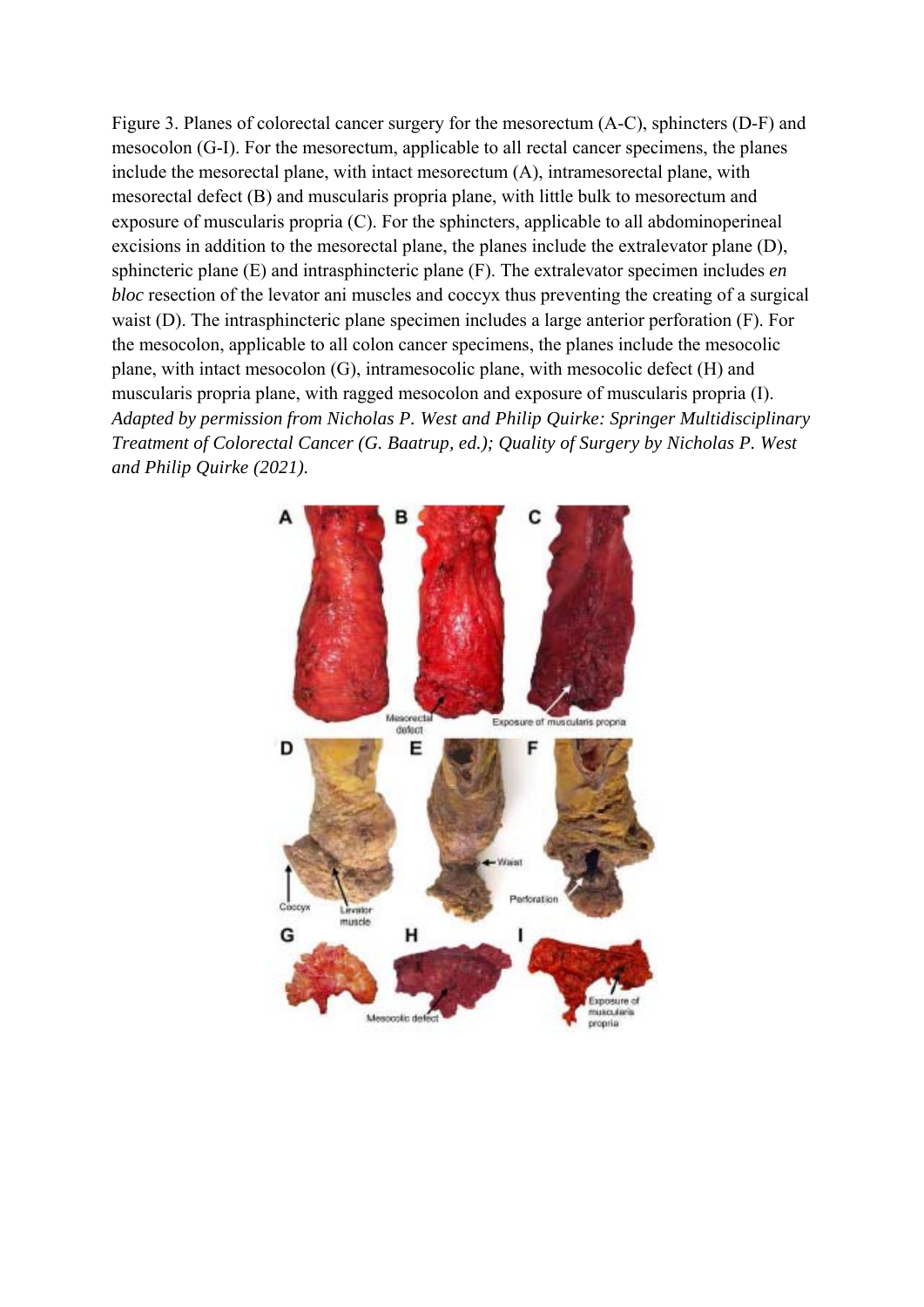Figure 3. Planes of colorectal cancer surgery for the mesorectum (A-C), sphincters (D-F) and mesocolon (G-I). For the mesorectum, applicable to all rectal cancer specimens, the planes include the mesorectal plane, with intact mesorectum (A), intramesorectal plane, with mesorectal defect (B) and muscularis propria plane, with little bulk to mesorectum and exposure of muscularis propria (C). For the sphincters, applicable to all abdominoperineal excisions in addition to the mesorectal plane, the planes include the extralevator plane (D), sphincteric plane (E) and intrasphincteric plane (F). The extralevator specimen includes *en bloc* resection of the levator ani muscles and coccyx thus preventing the creating of a surgical waist (D). The intrasphincteric plane specimen includes a large anterior perforation (F). For the mesocolon, applicable to all colon cancer specimens, the planes include the mesocolic plane, with intact mesocolon (G), intramesocolic plane, with mesocolic defect (H) and muscularis propria plane, with ragged mesocolon and exposure of muscularis propria (I). *Adapted by permission from Nicholas P. West and Philip Quirke: Springer Multidisciplinary Treatment of Colorectal Cancer (G. Baatrup, ed.); Quality of Surgery by Nicholas P. West and Philip Quirke (2021).*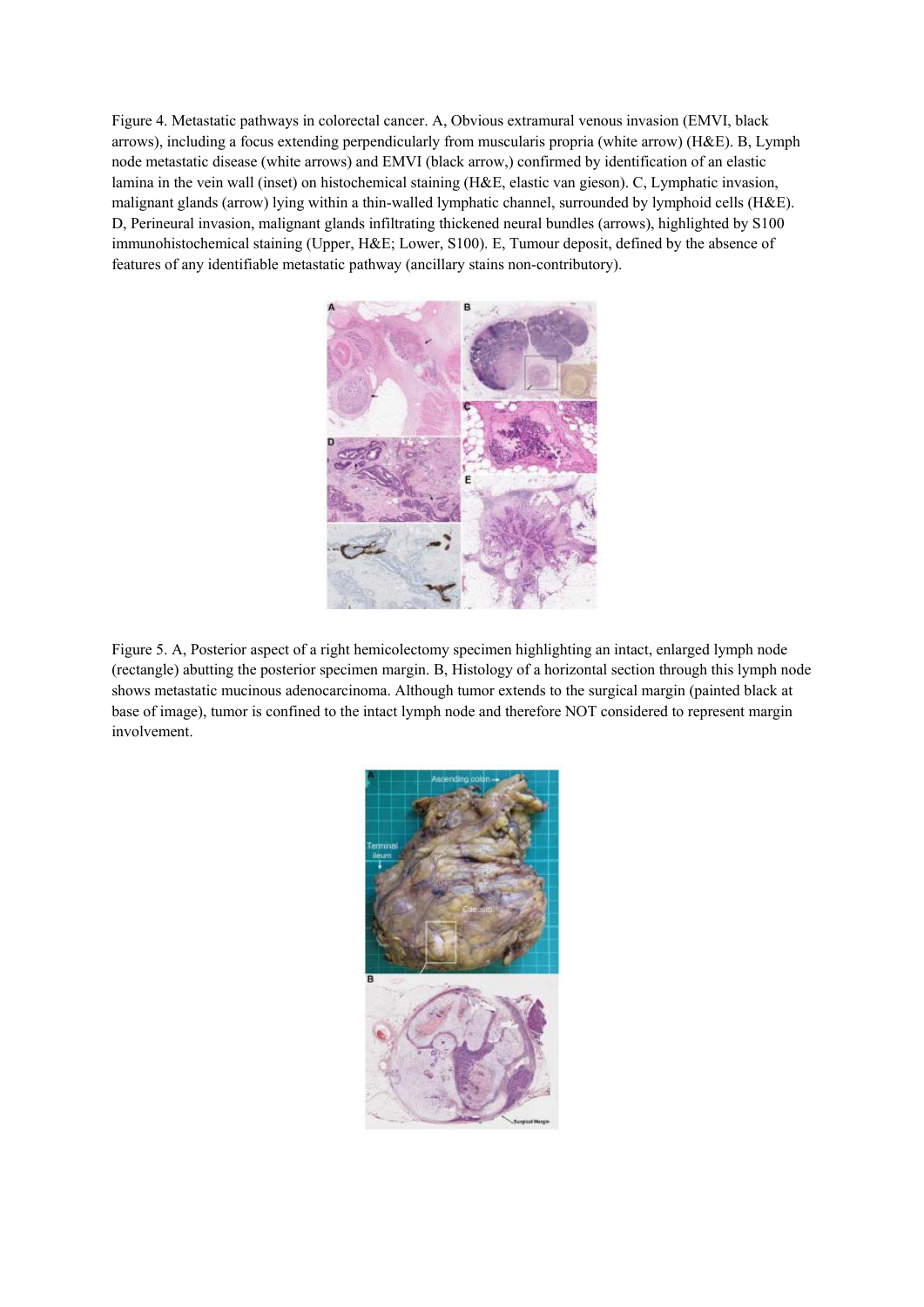Figure 4. Metastatic pathways in colorectal cancer. A, Obvious extramural venous invasion (EMVI, black arrows), including a focus extending perpendicularly from muscularis propria (white arrow) (H&E). B, Lymph node metastatic disease (white arrows) and EMVI (black arrow,) confirmed by identification of an elastic lamina in the vein wall (inset) on histochemical staining (H&E, elastic van gieson). C, Lymphatic invasion, malignant glands (arrow) lying within a thin-walled lymphatic channel, surrounded by lymphoid cells (H&E). D, Perineural invasion, malignant glands infiltrating thickened neural bundles (arrows), highlighted by S100 immunohistochemical staining (Upper, H&E; Lower, S100). E, Tumour deposit, defined by the absence of features of any identifiable metastatic pathway (ancillary stains non-contributory).

Figure 5. A, Posterior aspect of a right hemicolectomy specimen highlighting an intact, enlarged lymph node (rectangle) abutting the posterior specimen margin. B, Histology of a horizontal section through this lymph node shows metastatic mucinous adenocarcinoma. Although tumor extends to the surgical margin (painted black at base of image), tumor is confined to the intact lymph node and therefore NOT considered to represent margin involvement.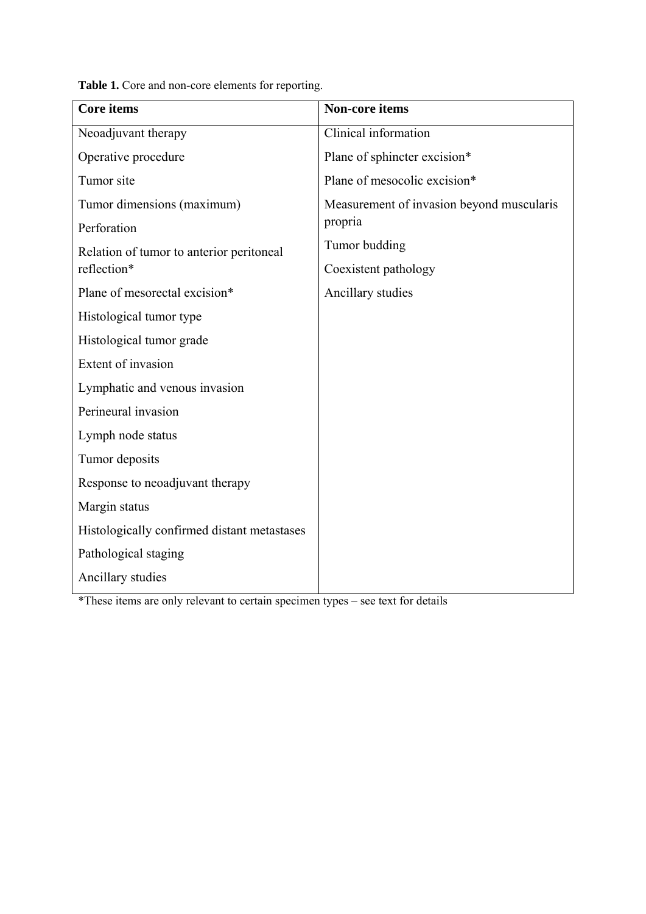**Table 1.** Core and non-core elements for reporting.

| Core items | Non-core items |
|---|---|
| Neoadjuvant therapy | Clinical information |
| Operative procedure | Plane of sphincter excision* |
| Tumor site | Plane of mesocolic excision* |
| Tumor dimensions (maximum) | Measurement of invasion beyond muscularis propria |
| Perforation | Tumor budding |
| Relation of tumor to anterior peritoneal reflection* | Coexistent pathology |
| Plane of mesorectal excision* | Ancillary studies |
| Histological tumor type | |
| Histological tumor grade | |
| Extent of invasion | |
| Lymphatic and venous invasion | |
| Perineural invasion | |
| Lymph node status | |
| Tumor deposits | |
| Response to neoadjuvant therapy | |
| Margin status | |
| Histologically confirmed distant metastases | |
| Pathological staging | |
| Ancillary studies | |

*These items are only relevant to certain specimen types – see text for details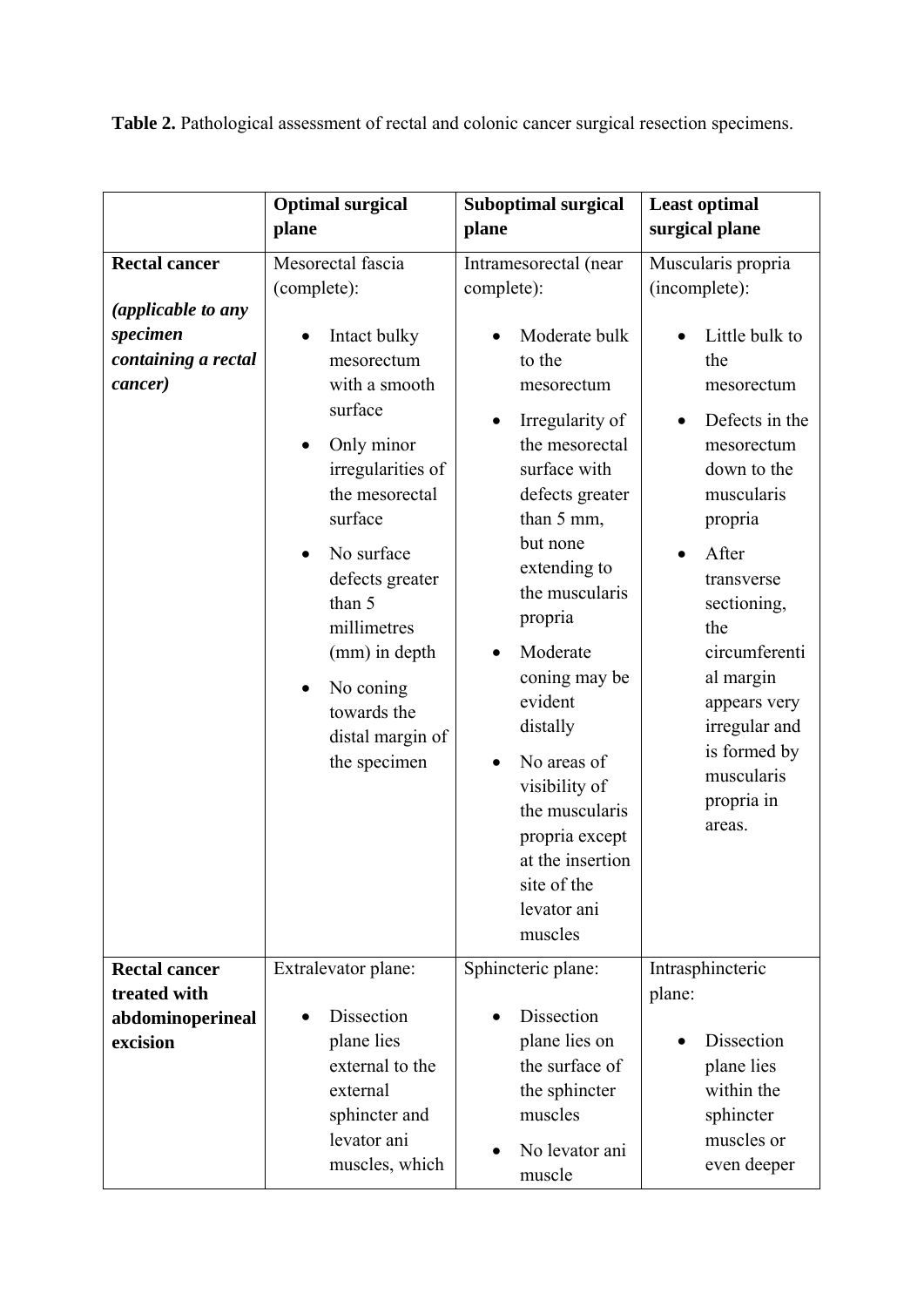**Table 2.** Pathological assessment of rectal and colonic cancer surgical resection specimens.

| | **Optimal surgical plane** | **Suboptimal surgical plane** | **Least optimal surgical plane** |
|---|---|---|---|
| **Rectal cancer** *(applicable to any specimen containing a rectal cancer)* | Mesorectal fascia (complete): <br>• Intact bulky mesorectum with a smooth surface <br>• Only minor irregularities of the mesorectal surface <br>• No surface defects greater than 5 millimetres (mm) in depth <br>• No coning towards the distal margin of the specimen | Intramesorectal (near complete): <br>• Moderate bulk to the mesorectum <br>• Irregularity of the mesorectal surface with defects greater than 5 mm, but none extending to the muscularis propria <br>• Moderate coning may be evident distally <br>• No areas of visibility of the muscularis propria except at the insertion site of the levator ani muscles | Muscularis propria (incomplete): <br>• Little bulk to the mesorectum <br>• Defects in the mesorectum down to the muscularis propria <br>• After transverse sectioning, the circumferential margin appears very irregular and is formed by muscularis propria in areas. |
| **Rectal cancer treated with abdominoperineal excision** | Extralevator plane: <br>• Dissection plane lies external to the external sphincter and levator ani muscles, which | Sphincteric plane: <br>• Dissection plane lies on the surface of the sphincter muscles <br>• No levator ani muscle | Intrasphincteric plane: <br>• Dissection plane lies within the sphincter muscles or even deeper |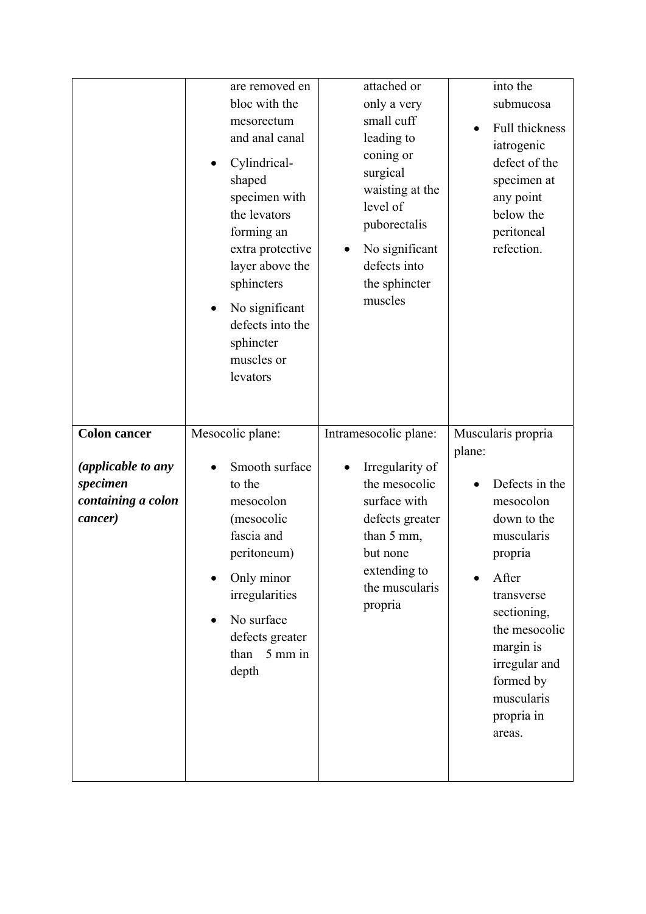| | | | |
|---|---|---|---|
| | are removed en bloc with the mesorectum and anal canal<br>• Cylindrical-shaped specimen with the levators forming an extra protective layer above the sphincters<br>• No significant defects into the sphincter muscles or levators | attached or only a very small cuff leading to coning or surgical waisting at the level of puborectalis<br>• No significant defects into the sphincter muscles | into the submucosa<br>• Full thickness iatrogenic defect of the specimen at any point below the peritoneal refection. |
| **Colon cancer**<br><br>***(applicable to any specimen containing a colon cancer)*** | Mesocolic plane:<br>• Smooth surface to the mesocolon (mesocolic fascia and peritoneum)<br>• Only minor irregularities<br>• No surface defects greater than 5 mm in depth | Intramesocolic plane:<br>• Irregularity of the mesocolic surface with defects greater than 5 mm, but none extending to the muscularis propria | Muscularis propria plane:<br>• Defects in the mesocolon down to the muscularis propria<br>• After transverse sectioning, the mesocolic margin is irregular and formed by muscularis propria in areas. |